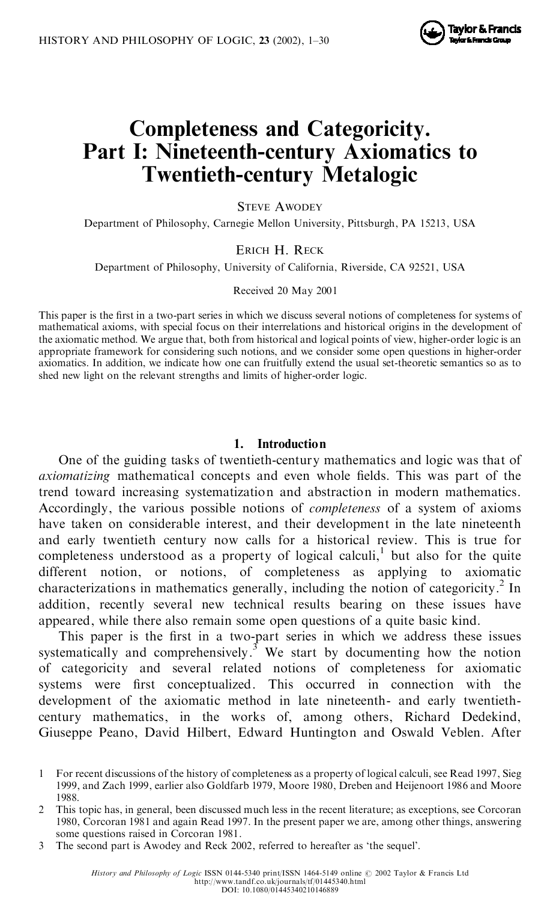# Completeness and Categoricity. Part I: Nineteenth-century Axiomatics to Twentieth-century Metalogic

STEVE AWODEY

Department of Philosophy, Carnegie Mellon University, Pittsburgh, PA 15213, USA

ERICH H. RECK

Department of Philosophy, University of California, Riverside, CA 92521, USA

Received 20 May 2001

This paper is the first in a two-part series in which we discuss several notions of completeness for systems of mathematical axioms, with special focus on their interrelations and historical origins in the development of the axiomatic method. We argue that, both from historical and logical points of view, higher-order logic is an appropriate framework for considering such notions, and we consider some open questions in higher-order axiomatics. In addition, we indicate how one can fruitfully extend the usual set-theoretic semantics so as to shed new light on the relevant strengths and limits of higher-order logic.

## 1. Introduction

One of the guiding tasks of twentieth-century mathematics and logic was that of *axiomatizing* mathematical concepts and even whole fields. This was part of the trend toward increasing systematization and abstraction in modern mathematics. Accordingly, the various possible notions of *completeness* of a system of axioms have taken on considerable interest, and their development in the late nineteenth and early twentieth century now calls for a historical review. This is true for completeness understood as a property of logical calculi,[1] but also for the quite different notion, or notions, of completeness as applying to axiomatic characterizations in mathematics generally, including the notion of categoricity.[2] In addition, recently several new technical results bearing on these issues have appeared, while there also remain some open questions of a quite basic kind.

This paper is the first in a two-part series in which we address these issues systematically and comprehensively.[3] We start by documenting how the notion of categoricity and several related notions of completeness for axiomatic systems were first conceptualized. This occurred in connection with the development of the axiomatic method in late nineteenth- and early twentieth-century mathematics, in the works of, among others, Richard Dedekind, Giuseppe Peano, David Hilbert, Edward Huntington and Oswald Veblen. After

1 For recent discussions of the history of completeness as a property of logical calculi, see Read 1997, Sieg 1999, and Zach 1999, earlier also Goldfarb 1979, Moore 1980, Dreben and Heijenoort 1986 and Moore 1988.

2 This topic has, in general, been discussed much less in the recent literature; as exceptions, see Corcoran 1980, Corcoran 1981 and again Read 1997. In the present paper we are, among other things, answering some questions raised in Corcoran 1981.

3 The second part is Awodey and Reck 2002, referred to hereafter as 'the sequel'.

*History and Philosophy of Logic* ISSN 0144-5340 print/ISSN 1464-5149 online © 2002 Taylor & Francis Ltd
http://www.tandf.co.uk/journals/tf/01445340.html
DOI: 10.1080/01445340210146889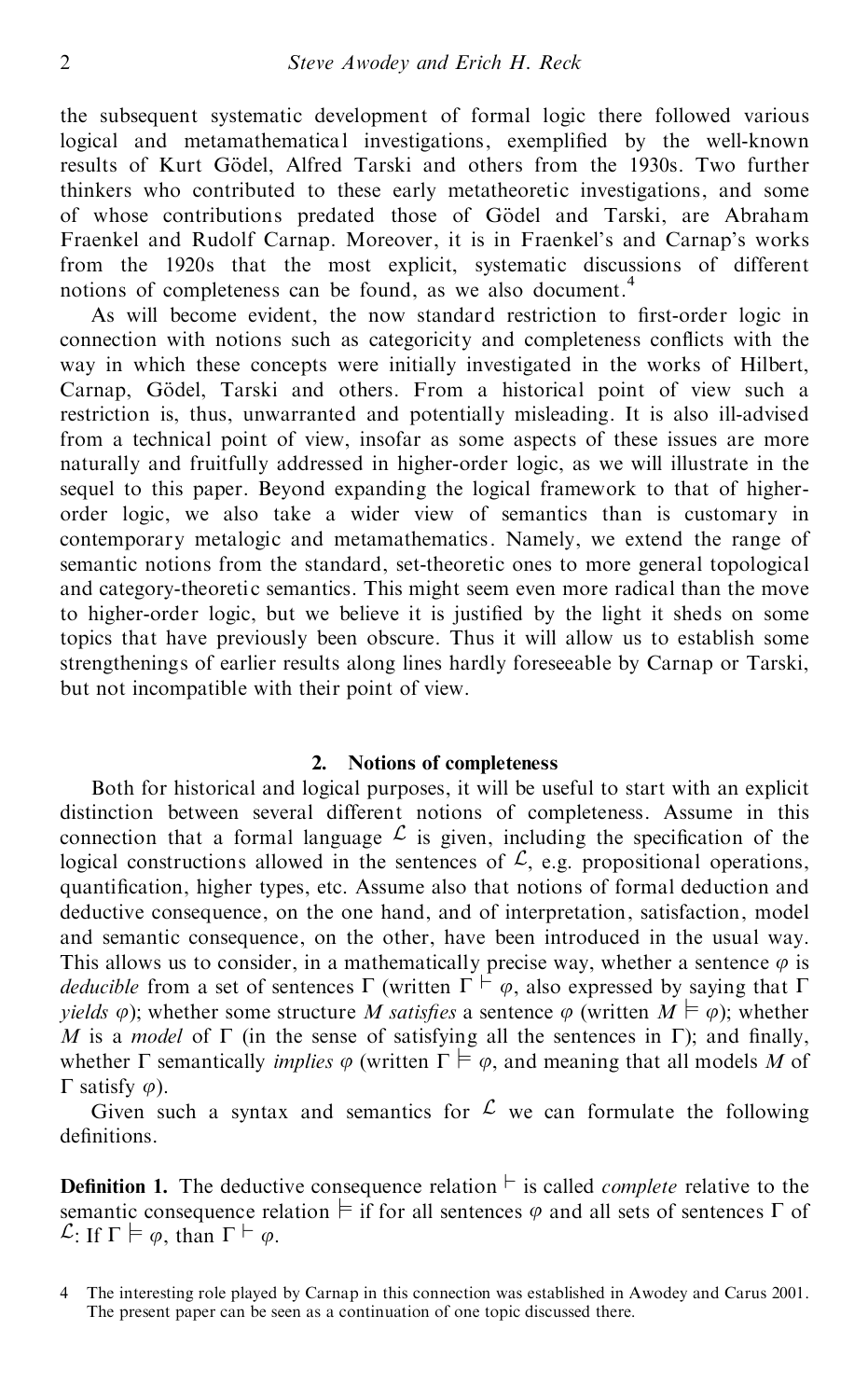the subsequent systematic development of formal logic there followed various logical and metamathematical investigations, exemplified by the well-known results of Kurt Gödel, Alfred Tarski and others from the 1930s. Two further thinkers who contributed to these early metatheoretic investigations, and some of whose contributions predated those of Gödel and Tarski, are Abraham Fraenkel and Rudolf Carnap. Moreover, it is in Fraenkel's and Carnap's works from the 1920s that the most explicit, systematic discussions of different notions of completeness can be found, as we also document.[4]

As will become evident, the now standard restriction to first-order logic in connection with notions such as categoricity and completeness conflicts with the way in which these concepts were initially investigated in the works of Hilbert, Carnap, Gödel, Tarski and others. From a historical point of view such a restriction is, thus, unwarranted and potentially misleading. It is also ill-advised from a technical point of view, insofar as some aspects of these issues are more naturally and fruitfully addressed in higher-order logic, as we will illustrate in the sequel to this paper. Beyond expanding the logical framework to that of higher-order logic, we also take a wider view of semantics than is customary in contemporary metalogic and metamathematics. Namely, we extend the range of semantic notions from the standard, set-theoretic ones to more general topological and category-theoretic semantics. This might seem even more radical than the move to higher-order logic, but we believe it is justified by the light it sheds on some topics that have previously been obscure. Thus it will allow us to establish some strengthenings of earlier results along lines hardly foreseeable by Carnap or Tarski, but not incompatible with their point of view.

## 2. Notions of completeness

Both for historical and logical purposes, it will be useful to start with an explicit distinction between several different notions of completeness. Assume in this connection that a formal language $\mathcal{L}$ is given, including the specification of the logical constructions allowed in the sentences of $\mathcal{L}$, e.g. propositional operations, quantification, higher types, etc. Assume also that notions of formal deduction and deductive consequence, on the one hand, and of interpretation, satisfaction, model and semantic consequence, on the other, have been introduced in the usual way. This allows us to consider, in a mathematically precise way, whether a sentence $\varphi$ is *deducible* from a set of sentences $\Gamma$ (written $\Gamma \vdash \varphi$, also expressed by saying that $\Gamma$ *yields* $\varphi$); whether some structure $M$ *satisfies* a sentence $\varphi$ (written $M \models \varphi$); whether $M$ is a *model* of $\Gamma$ (in the sense of satisfying all the sentences in $\Gamma$); and finally, whether $\Gamma$ semantically *implies* $\varphi$ (written $\Gamma \models \varphi$, and meaning that all models $M$ of $\Gamma$ satisfy $\varphi$).

Given such a syntax and semantics for $\mathcal{L}$ we can formulate the following definitions.

**Definition 1.** The deductive consequence relation $\vdash$ is called *complete* relative to the semantic consequence relation $\models$ if for all sentences $\varphi$ and all sets of sentences $\Gamma$ of $\mathcal{L}$: If $\Gamma \models \varphi$, than $\Gamma \vdash \varphi$.

4 The interesting role played by Carnap in this connection was established in Awodey and Carus 2001. The present paper can be seen as a continuation of one topic discussed there.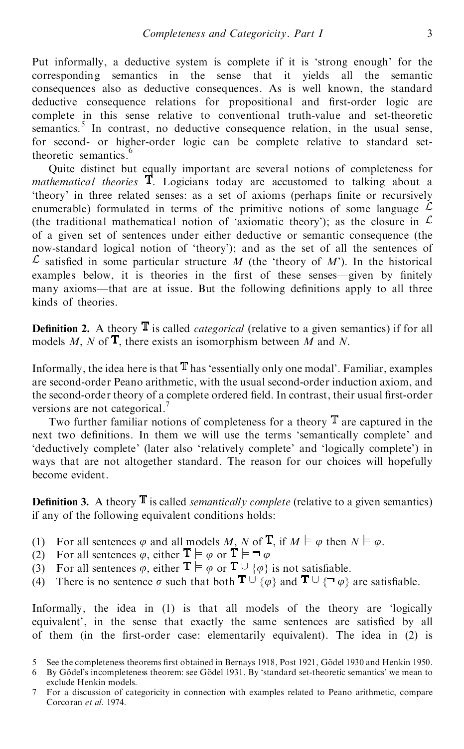Put informally, a deductive system is complete if it is 'strong enough' for the corresponding semantics in the sense that it yields all the semantic consequences also as deductive consequences. As is well known, the standard deductive consequence relations for propositional and first-order logic are complete in this sense relative to conventional truth-value and set-theoretic semantics.[5] In contrast, no deductive consequence relation, in the usual sense, for second- or higher-order logic can be complete relative to standard set-theoretic semantics.[6]

Quite distinct but equally important are several notions of completeness for *mathematical theories* $\mathbb{T}$. Logicians today are accustomed to talking about a 'theory' in three related senses: as a set of axioms (perhaps finite or recursively enumerable) formulated in terms of the primitive notions of some language $\mathcal{L}$ (the traditional mathematical notion of 'axiomatic theory'); as the closure in $\mathcal{L}$ of a given set of sentences under either deductive or semantic consequence (the now-standard logical notion of 'theory'); and as the set of all the sentences of $\mathcal{L}$ satisfied in some particular structure $M$ (the 'theory of $M$'). In the historical examples below, it is theories in the first of these senses—given by finitely many axioms—that are at issue. But the following definitions apply to all three kinds of theories.

**Definition 2.** A theory $\mathbb{T}$ is called *categorical* (relative to a given semantics) if for all models $M$, $N$ of $\mathbb{T}$, there exists an isomorphism between $M$ and $N$.

Informally, the idea here is that $\mathbb{T}$ has 'essentially only one modal'. Familiar, examples are second-order Peano arithmetic, with the usual second-order induction axiom, and the second-order theory of a complete ordered field. In contrast, their usual first-order versions are not categorical.[7]

Two further familiar notions of completeness for a theory $\mathbb{T}$ are captured in the next two definitions. In them we will use the terms 'semantically complete' and 'deductively complete' (later also 'relatively complete' and 'logically complete') in ways that are not altogether standard. The reason for our choices will hopefully become evident.

**Definition 3.** A theory $\mathbb{T}$ is called *semantically complete* (relative to a given semantics) if any of the following equivalent conditions holds:

(1) For all sentences $\varphi$ and all models $M$, $N$ of $\mathbb{T}$, if $M \models \varphi$ then $N \models \varphi$.
(2) For all sentences $\varphi$, either $\mathbb{T} \models \varphi$ or $\mathbb{T} \models \neg\varphi$
(3) For all sentences $\varphi$, either $\mathbb{T} \models \varphi$ or $\mathbb{T} \cup \{\varphi\}$ is not satisfiable.
(4) There is no sentence $\sigma$ such that both $\mathbb{T} \cup \{\varphi\}$ and $\mathbb{T} \cup \{\neg\varphi\}$ are satisfiable.

Informally, the idea in (1) is that all models of the theory are 'logically equivalent', in the sense that exactly the same sentences are satisfied by all of them (in the first-order case: elementarily equivalent). The idea in (2) is

5 See the completeness theorems first obtained in Bernays 1918, Post 1921, Gödel 1930 and Henkin 1950.

6 By Gödel's incompleteness theorem: see Gödel 1931. By 'standard set-theoretic semantics' we mean to exclude Henkin models.

7 For a discussion of categoricity in connection with examples related to Peano arithmetic, compare Corcoran *et al*. 1974.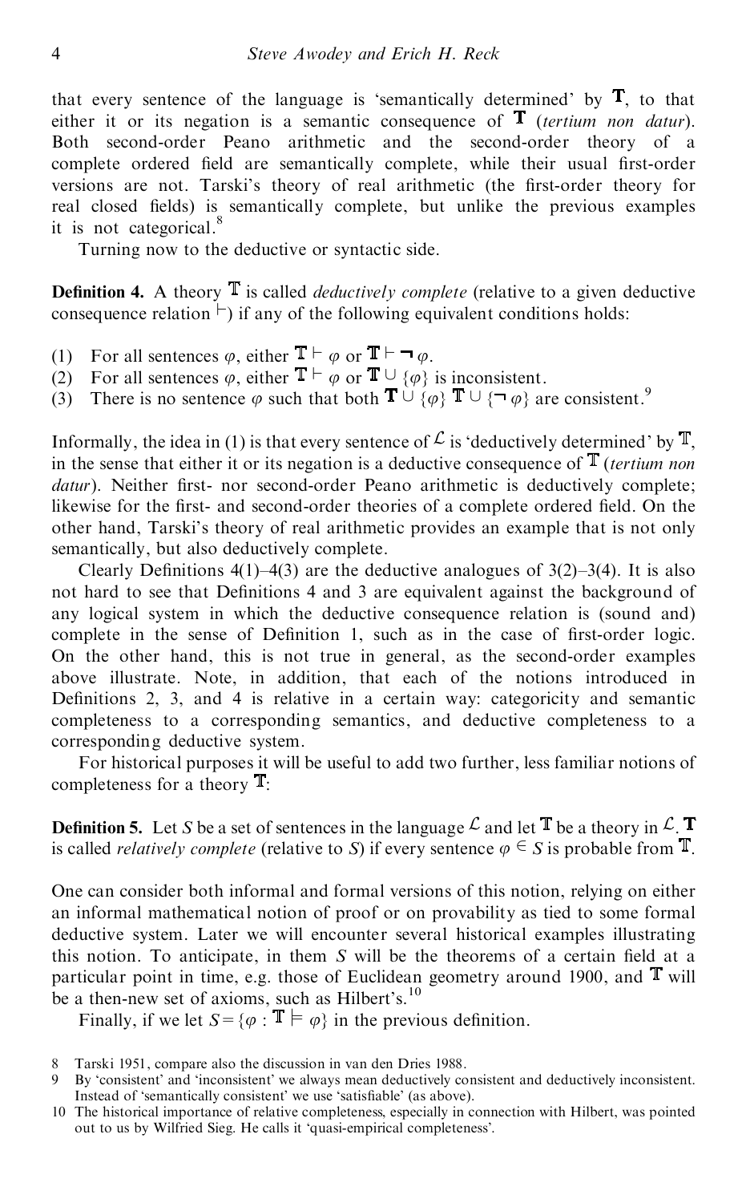that every sentence of the language is 'semantically determined' by $\mathbb{T}$, to that either it or its negation is a semantic consequence of $\mathbb{T}$ (*tertium non datur*). Both second-order Peano arithmetic and the second-order theory of a complete ordered field are semantically complete, while their usual first-order versions are not. Tarski's theory of real arithmetic (the first-order theory for real closed fields) is semantically complete, but unlike the previous examples it is not categorical.[8]

Turning now to the deductive or syntactic side.

**Definition 4.** A theory $\mathbb{T}$ is called *deductively complete* (relative to a given deductive consequence relation $\vdash$) if any of the following equivalent conditions holds:

(1) For all sentences $\varphi$, either $\mathbb{T} \vdash \varphi$ or $\mathbb{T} \vdash \neg\varphi$.
(2) For all sentences $\varphi$, either $\mathbb{T} \vdash \varphi$ or $\mathbb{T} \cup \{\varphi\}$ is inconsistent.
(3) There is no sentence $\varphi$ such that both $\mathbb{T} \cup \{\varphi\}$ $\mathbb{T} \cup \{\neg\varphi\}$ are consistent.[9]

Informally, the idea in (1) is that every sentence of $\mathcal{L}$ is 'deductively determined' by $\mathbb{T}$, in the sense that either it or its negation is a deductive consequence of $\mathbb{T}$ (*tertium non datur*). Neither first- nor second-order Peano arithmetic is deductively complete; likewise for the first- and second-order theories of a complete ordered field. On the other hand, Tarski's theory of real arithmetic provides an example that is not only semantically, but also deductively complete.

Clearly Definitions 4(1)–4(3) are the deductive analogues of 3(2)–3(4). It is also not hard to see that Definitions 4 and 3 are equivalent against the background of any logical system in which the deductive consequence relation is (sound and) complete in the sense of Definition 1, such as in the case of first-order logic. On the other hand, this is not true in general, as the second-order examples above illustrate. Note, in addition, that each of the notions introduced in Definitions 2, 3, and 4 is relative in a certain way: categoricity and semantic completeness to a corresponding semantics, and deductive completeness to a corresponding deductive system.

For historical purposes it will be useful to add two further, less familiar notions of completeness for a theory $\mathbb{T}$:

**Definition 5.** Let $S$ be a set of sentences in the language $\mathcal{L}$ and let $\mathbb{T}$ be a theory in $\mathcal{L}$. $\mathbb{T}$ is called *relatively complete* (relative to $S$) if every sentence $\varphi \in S$ is probable from $\mathbb{T}$.

One can consider both informal and formal versions of this notion, relying on either an informal mathematical notion of proof or on provability as tied to some formal deductive system. Later we will encounter several historical examples illustrating this notion. To anticipate, in them $S$ will be the theorems of a certain field at a particular point in time, e.g. those of Euclidean geometry around 1900, and $\mathbb{T}$ will be a then-new set of axioms, such as Hilbert's.[10]

Finally, if we let $S = \{\varphi : \mathbb{T} \models \varphi\}$ in the previous definition.

---

8 Tarski 1951, compare also the discussion in van den Dries 1988.

9 By 'consistent' and 'inconsistent' we always mean deductively consistent and deductively inconsistent. Instead of 'semantically consistent' we use 'satisfiable' (as above).

10 The historical importance of relative completeness, especially in connection with Hilbert, was pointed out to us by Wilfried Sieg. He calls it 'quasi-empirical completeness'.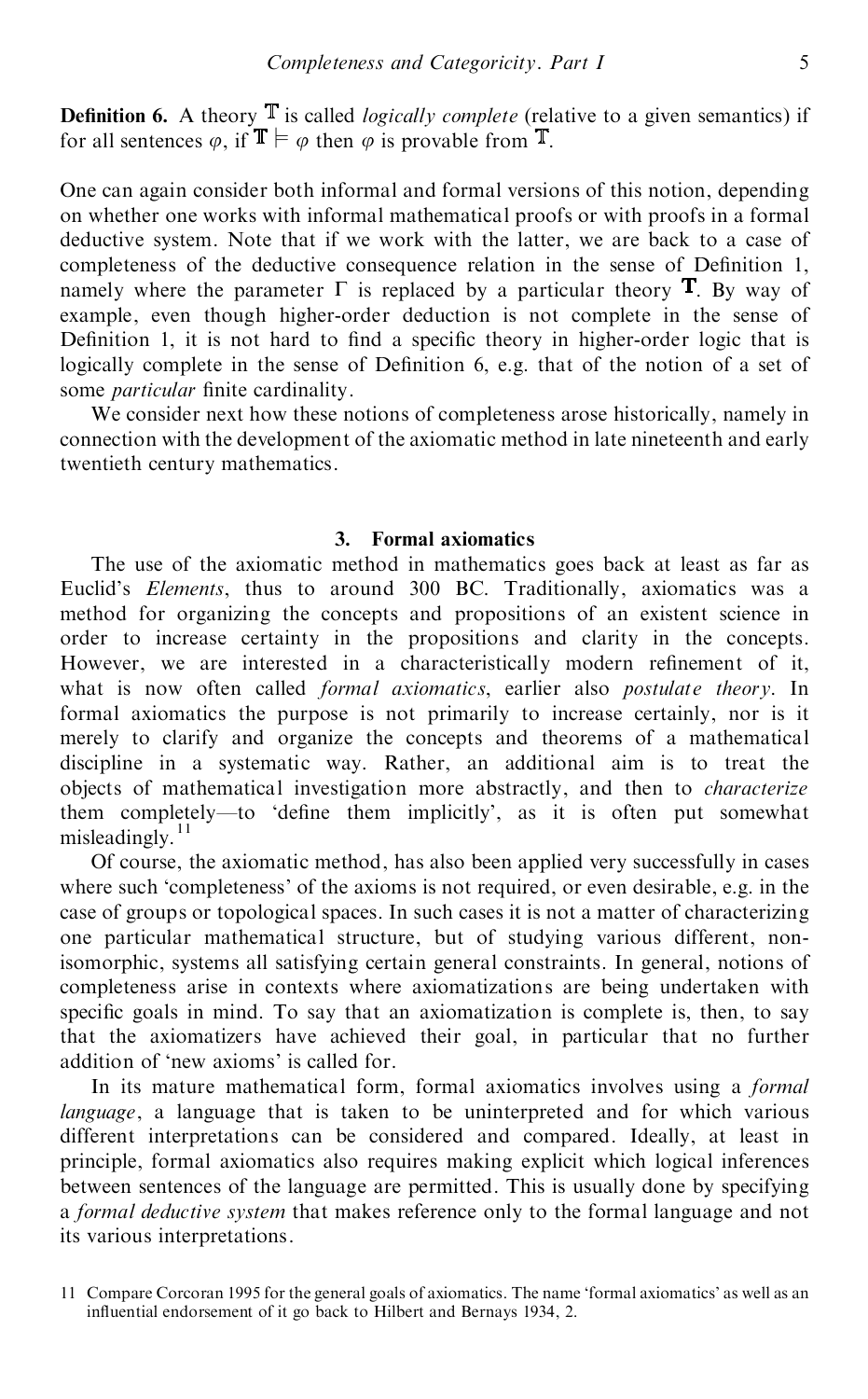**Definition 6.** A theory $\mathbb{T}$ is called *logically complete* (relative to a given semantics) if for all sentences $\varphi$, if $\mathbb{T} \models \varphi$ then $\varphi$ is provable from $\mathbb{T}$.

One can again consider both informal and formal versions of this notion, depending on whether one works with informal mathematical proofs or with proofs in a formal deductive system. Note that if we work with the latter, we are back to a case of completeness of the deductive consequence relation in the sense of Definition 1, namely where the parameter $\Gamma$ is replaced by a particular theory $\mathbf{T}$. By way of example, even though higher-order deduction is not complete in the sense of Definition 1, it is not hard to find a specific theory in higher-order logic that is logically complete in the sense of Definition 6, e.g. that of the notion of a set of some *particular* finite cardinality.

We consider next how these notions of completeness arose historically, namely in connection with the development of the axiomatic method in late nineteenth and early twentieth century mathematics.

## 3. Formal axiomatics

The use of the axiomatic method in mathematics goes back at least as far as Euclid's *Elements*, thus to around 300 BC. Traditionally, axiomatics was a method for organizing the concepts and propositions of an existent science in order to increase certainty in the propositions and clarity in the concepts. However, we are interested in a characteristically modern refinement of it, what is now often called *formal axiomatics*, earlier also *postulate theory*. In formal axiomatics the purpose is not primarily to increase certainly, nor is it merely to clarify and organize the concepts and theorems of a mathematical discipline in a systematic way. Rather, an additional aim is to treat the objects of mathematical investigation more abstractly, and then to *characterize* them completely—to 'define them implicitly', as it is often put somewhat misleadingly.[11]

Of course, the axiomatic method, has also been applied very successfully in cases where such 'completeness' of the axioms is not required, or even desirable, e.g. in the case of groups or topological spaces. In such cases it is not a matter of characterizing one particular mathematical structure, but of studying various different, non-isomorphic, systems all satisfying certain general constraints. In general, notions of completeness arise in contexts where axiomatizations are being undertaken with specific goals in mind. To say that an axiomatization is complete is, then, to say that the axiomatizers have achieved their goal, in particular that no further addition of 'new axioms' is called for.

In its mature mathematical form, formal axiomatics involves using a *formal language*, a language that is taken to be uninterpreted and for which various different interpretations can be considered and compared. Ideally, at least in principle, formal axiomatics also requires making explicit which logical inferences between sentences of the language are permitted. This is usually done by specifying a *formal deductive system* that makes reference only to the formal language and not its various interpretations.

11 Compare Corcoran 1995 for the general goals of axiomatics. The name 'formal axiomatics' as well as an influential endorsement of it go back to Hilbert and Bernays 1934, 2.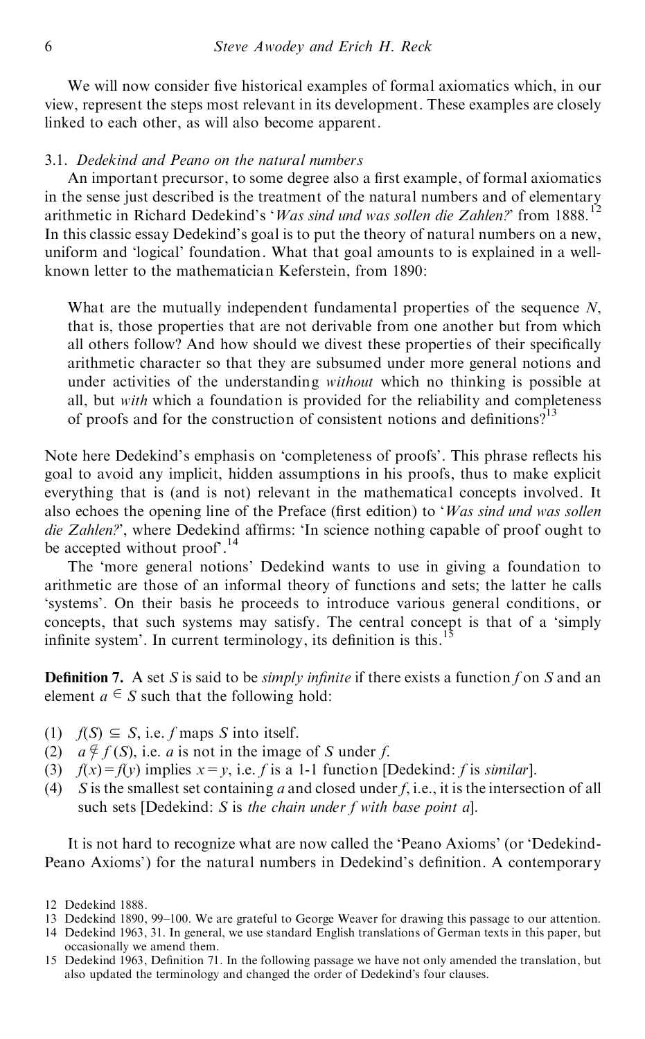We will now consider five historical examples of formal axiomatics which, in our view, represent the steps most relevant in its development. These examples are closely linked to each other, as will also become apparent.

### 3.1. *Dedekind and Peano on the natural numbers*

An important precursor, to some degree also a first example, of formal axiomatics in the sense just described is the treatment of the natural numbers and of elementary arithmetic in Richard Dedekind's '*Was sind und was sollen die Zahlen?*' from 1888.[12] In this classic essay Dedekind's goal is to put the theory of natural numbers on a new, uniform and 'logical' foundation. What that goal amounts to is explained in a well-known letter to the mathematician Keferstein, from 1890:

> What are the mutually independent fundamental properties of the sequence $N$, that is, those properties that are not derivable from one another but from which all others follow? And how should we divest these properties of their specifically arithmetic character so that they are subsumed under more general notions and under activities of the understanding *without* which no thinking is possible at all, but *with* which a foundation is provided for the reliability and completeness of proofs and for the construction of consistent notions and definitions?[13]

Note here Dedekind's emphasis on 'completeness of proofs'. This phrase reflects his goal to avoid any implicit, hidden assumptions in his proofs, thus to make explicit everything that is (and is not) relevant in the mathematical concepts involved. It also echoes the opening line of the Preface (first edition) to '*Was sind und was sollen die Zahlen?*', where Dedekind affirms: 'In science nothing capable of proof ought to be accepted without proof'.[14]

The 'more general notions' Dedekind wants to use in giving a foundation to arithmetic are those of an informal theory of functions and sets; the latter he calls 'systems'. On their basis he proceeds to introduce various general conditions, or concepts, that such systems may satisfy. The central concept is that of a 'simply infinite system'. In current terminology, its definition is this.[15]

**Definition 7.** A set $S$ is said to be *simply infinite* if there exists a function $f$ on $S$ and an element $a \in S$ such that the following hold:

1. $f(S) \subseteq S$, i.e. $f$ maps $S$ into itself.
2. $a \notin f(S)$, i.e. $a$ is not in the image of $S$ under $f$.
3. $f(x) = f(y)$ implies $x = y$, i.e. $f$ is a 1-1 function [Dedekind: $f$ is *similar*].
4. $S$ is the smallest set containing $a$ and closed under $f$, i.e., it is the intersection of all such sets [Dedekind: $S$ is *the chain under $f$ with base point $a$*].

It is not hard to recognize what are now called the 'Peano Axioms' (or 'Dedekind-Peano Axioms') for the natural numbers in Dedekind's definition. A contemporary

12 Dedekind 1888.

13 Dedekind 1890, 99–100. We are grateful to George Weaver for drawing this passage to our attention.

14 Dedekind 1963, 31. In general, we use standard English translations of German texts in this paper, but occasionally we amend them.

15 Dedekind 1963, Definition 71. In the following passage we have not only amended the translation, but also updated the terminology and changed the order of Dedekind's four clauses.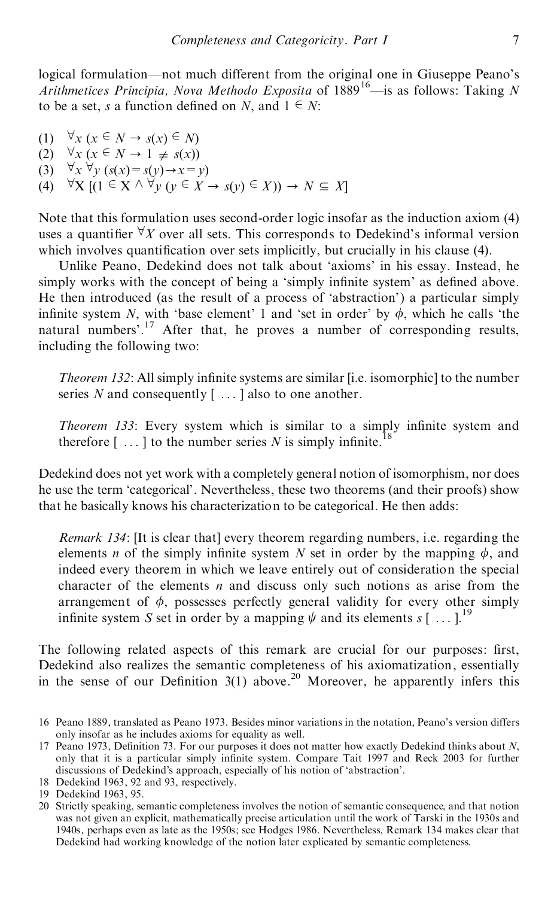logical formulation—not much different from the original one in Giuseppe Peano's *Arithmetices Principia, Nova Methodo Exposita* of 1889[16]—is as follows: Taking $N$ to be a set, $s$ a function defined on $N$, and $1 \in N$:

(1) $\forall x\ (x \in N \rightarrow s(x) \in N)$
(2) $\forall x\ (x \in N \rightarrow 1 \neq s(x))$
(3) $\forall x\ \forall y\ (s(x) = s(y) \rightarrow x = y)$
(4) $\forall X\ [(1 \in X \wedge \forall y\ (y \in X \rightarrow s(y) \in X)) \rightarrow N \subseteq X]$

Note that this formulation uses second-order logic insofar as the induction axiom (4) uses a quantifier $\forall X$ over all sets. This corresponds to Dedekind's informal version which involves quantification over sets implicitly, but crucially in his clause (4).

Unlike Peano, Dedekind does not talk about 'axioms' in his essay. Instead, he simply works with the concept of being a 'simply infinite system' as defined above. He then introduced (as the result of a process of 'abstraction') a particular simply infinite system $N$, with 'base element' 1 and 'set in order' by $\phi$, which he calls 'the natural numbers'.[17] After that, he proves a number of corresponding results, including the following two:

> *Theorem 132*: All simply infinite systems are similar [i.e. isomorphic] to the number series $N$ and consequently [ ... ] also to one another.
>
> *Theorem 133*: Every system which is similar to a simply infinite system and therefore [ ... ] to the number series $N$ is simply infinite.[18]

Dedekind does not yet work with a completely general notion of isomorphism, nor does he use the term 'categorical'. Nevertheless, these two theorems (and their proofs) show that he basically knows his characterization to be categorical. He then adds:

> *Remark 134*: [It is clear that] every theorem regarding numbers, i.e. regarding the elements $n$ of the simply infinite system $N$ set in order by the mapping $\phi$, and indeed every theorem in which we leave entirely out of consideration the special character of the elements $n$ and discuss only such notions as arise from the arrangement of $\phi$, possesses perfectly general validity for every other simply infinite system $S$ set in order by a mapping $\psi$ and its elements $s$ [ ... ].[19]

The following related aspects of this remark are crucial for our purposes: first, Dedekind also realizes the semantic completeness of his axiomatization, essentially in the sense of our Definition 3(1) above.[20] Moreover, he apparently infers this

16 Peano 1889, translated as Peano 1973. Besides minor variations in the notation, Peano's version differs only insofar as he includes axioms for equality as well.

17 Peano 1973, Definition 73. For our purposes it does not matter how exactly Dedekind thinks about $N$, only that it is a particular simply infinite system. Compare Tait 1997 and Reck 2003 for further discussions of Dedekind's approach, especially of his notion of 'abstraction'.

18 Dedekind 1963, 92 and 93, respectively.

19 Dedekind 1963, 95.

20 Strictly speaking, semantic completeness involves the notion of semantic consequence, and that notion was not given an explicit, mathematically precise articulation until the work of Tarski in the 1930s and 1940s, perhaps even as late as the 1950s; see Hodges 1986. Nevertheless, Remark 134 makes clear that Dedekind had working knowledge of the notion later explicated by semantic completeness.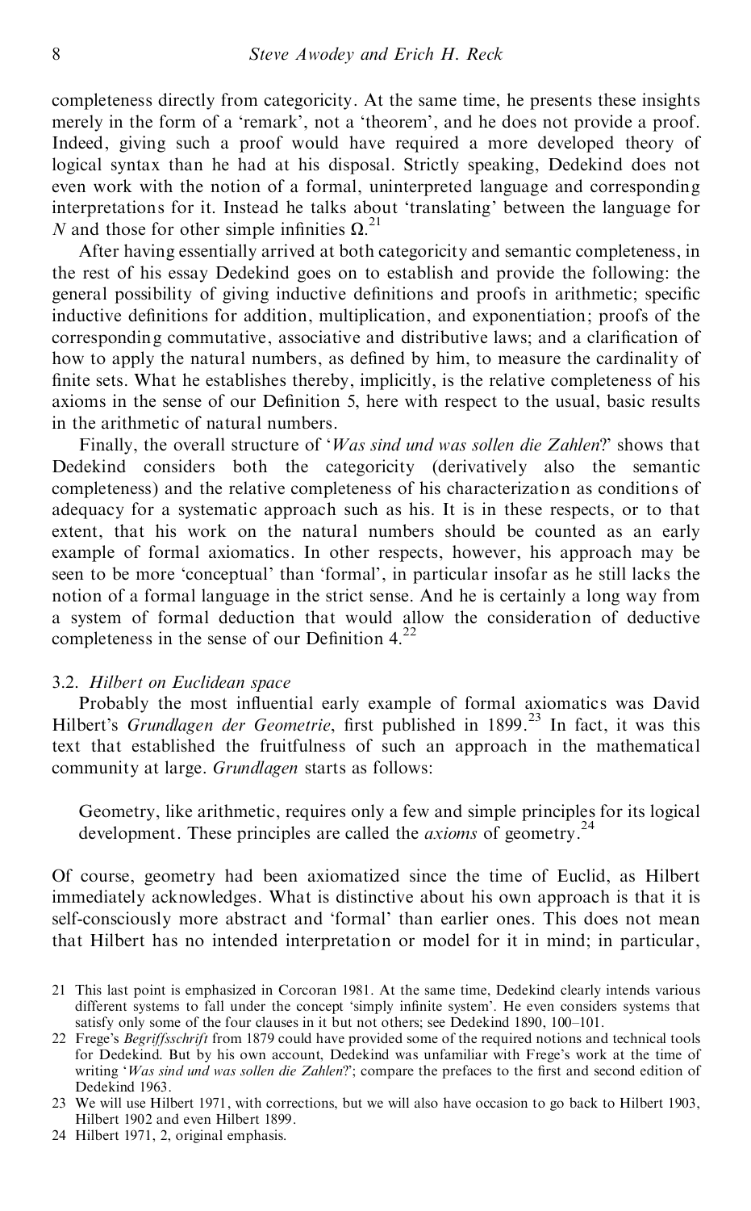completeness directly from categoricity. At the same time, he presents these insights merely in the form of a 'remark', not a 'theorem', and he does not provide a proof. Indeed, giving such a proof would have required a more developed theory of logical syntax than he had at his disposal. Strictly speaking, Dedekind does not even work with the notion of a formal, uninterpreted language and corresponding interpretations for it. Instead he talks about 'translating' between the language for $N$ and those for other simple infinities $\Omega$.[21]

After having essentially arrived at both categoricity and semantic completeness, in the rest of his essay Dedekind goes on to establish and provide the following: the general possibility of giving inductive definitions and proofs in arithmetic; specific inductive definitions for addition, multiplication, and exponentiation; proofs of the corresponding commutative, associative and distributive laws; and a clarification of how to apply the natural numbers, as defined by him, to measure the cardinality of finite sets. What he establishes thereby, implicitly, is the relative completeness of his axioms in the sense of our Definition 5, here with respect to the usual, basic results in the arithmetic of natural numbers.

Finally, the overall structure of '*Was sind und was sollen die Zahlen*?' shows that Dedekind considers both the categoricity (derivatively also the semantic completeness) and the relative completeness of his characterization as conditions of adequacy for a systematic approach such as his. It is in these respects, or to that extent, that his work on the natural numbers should be counted as an early example of formal axiomatics. In other respects, however, his approach may be seen to be more 'conceptual' than 'formal', in particular insofar as he still lacks the notion of a formal language in the strict sense. And he is certainly a long way from a system of formal deduction that would allow the consideration of deductive completeness in the sense of our Definition 4.[22]

### 3.2. *Hilbert on Euclidean space*

Probably the most influential early example of formal axiomatics was David Hilbert's *Grundlagen der Geometrie*, first published in 1899.[23] In fact, it was this text that established the fruitfulness of such an approach in the mathematical community at large. *Grundlagen* starts as follows:

> Geometry, like arithmetic, requires only a few and simple principles for its logical development. These principles are called the *axioms* of geometry.[24]

Of course, geometry had been axiomatized since the time of Euclid, as Hilbert immediately acknowledges. What is distinctive about his own approach is that it is self-consciously more abstract and 'formal' than earlier ones. This does not mean that Hilbert has no intended interpretation or model for it in mind; in particular,

---

21 This last point is emphasized in Corcoran 1981. At the same time, Dedekind clearly intends various different systems to fall under the concept 'simply infinite system'. He even considers systems that satisfy only some of the four clauses in it but not others; see Dedekind 1890, 100–101.

22 Frege's *Begriffsschrift* from 1879 could have provided some of the required notions and technical tools for Dedekind. But by his own account, Dedekind was unfamiliar with Frege's work at the time of writing '*Was sind und was sollen die Zahlen*?'; compare the prefaces to the first and second edition of Dedekind 1963.

23 We will use Hilbert 1971, with corrections, but we will also have occasion to go back to Hilbert 1903, Hilbert 1902 and even Hilbert 1899.

24 Hilbert 1971, 2, original emphasis.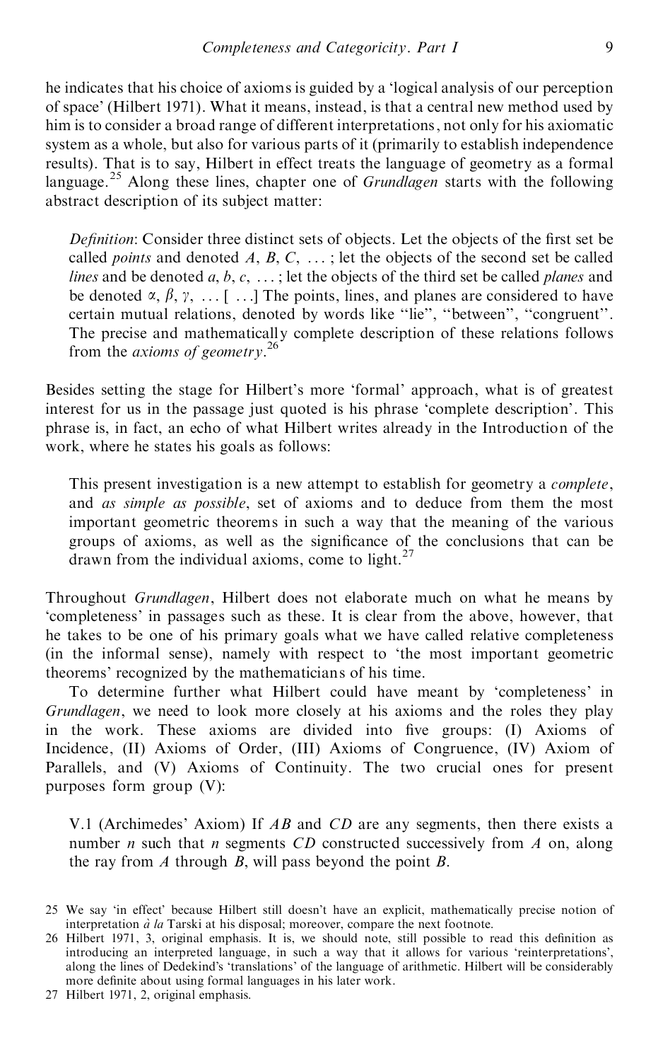he indicates that his choice of axioms is guided by a 'logical analysis of our perception of space' (Hilbert 1971). What it means, instead, is that a central new method used by him is to consider a broad range of different interpretations, not only for his axiomatic system as a whole, but also for various parts of it (primarily to establish independence results). That is to say, Hilbert in effect treats the language of geometry as a formal language.[25] Along these lines, chapter one of *Grundlagen* starts with the following abstract description of its subject matter:

> *Definition*: Consider three distinct sets of objects. Let the objects of the first set be called *points* and denoted $A$, $B$, $C$, ... ; let the objects of the second set be called *lines* and be denoted $a$, $b$, $c$, ... ; let the objects of the third set be called *planes* and be denoted $\alpha$, $\beta$, $\gamma$, ... [ ...] The points, lines, and planes are considered to have certain mutual relations, denoted by words like "lie", "between", "congruent". The precise and mathematically complete description of these relations follows from the *axioms of geometry*.[26]

Besides setting the stage for Hilbert's more 'formal' approach, what is of greatest interest for us in the passage just quoted is his phrase 'complete description'. This phrase is, in fact, an echo of what Hilbert writes already in the Introduction of the work, where he states his goals as follows:

> This present investigation is a new attempt to establish for geometry a *complete*, and *as simple as possible*, set of axioms and to deduce from them the most important geometric theorems in such a way that the meaning of the various groups of axioms, as well as the significance of the conclusions that can be drawn from the individual axioms, come to light.[27]

Throughout *Grundlagen*, Hilbert does not elaborate much on what he means by 'completeness' in passages such as these. It is clear from the above, however, that he takes to be one of his primary goals what we have called relative completeness (in the informal sense), namely with respect to 'the most important geometric theorems' recognized by the mathematicians of his time.

To determine further what Hilbert could have meant by 'completeness' in *Grundlagen*, we need to look more closely at his axioms and the roles they play in the work. These axioms are divided into five groups: (I) Axioms of Incidence, (II) Axioms of Order, (III) Axioms of Congruence, (IV) Axiom of Parallels, and (V) Axioms of Continuity. The two crucial ones for present purposes form group (V):

> V.1 (Archimedes' Axiom) If $AB$ and $CD$ are any segments, then there exists a number $n$ such that $n$ segments $CD$ constructed successively from $A$ on, along the ray from $A$ through $B$, will pass beyond the point $B$.

25 We say 'in effect' because Hilbert still doesn't have an explicit, mathematically precise notion of interpretation *à la* Tarski at his disposal; moreover, compare the next footnote.

26 Hilbert 1971, 3, original emphasis. It is, we should note, still possible to read this definition as introducing an interpreted language, in such a way that it allows for various 'reinterpretations', along the lines of Dedekind's 'translations' of the language of arithmetic. Hilbert will be considerably more definite about using formal languages in his later work.

27 Hilbert 1971, 2, original emphasis.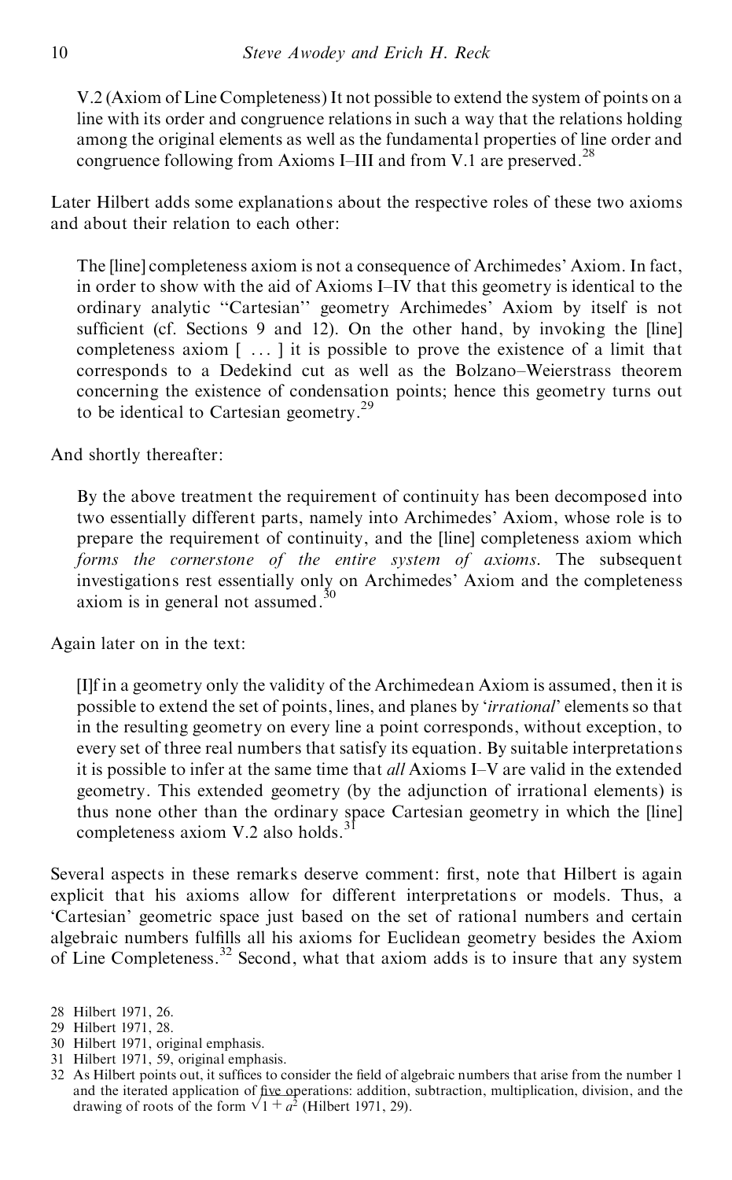> V.2 (Axiom of Line Completeness) It not possible to extend the system of points on a line with its order and congruence relations in such a way that the relations holding among the original elements as well as the fundamental properties of line order and congruence following from Axioms I–III and from V.1 are preserved.[28]

Later Hilbert adds some explanations about the respective roles of these two axioms and about their relation to each other:

> The [line] completeness axiom is not a consequence of Archimedes' Axiom. In fact, in order to show with the aid of Axioms I–IV that this geometry is identical to the ordinary analytic "Cartesian" geometry Archimedes' Axiom by itself is not sufficient (cf. Sections 9 and 12). On the other hand, by invoking the [line] completeness axiom [ ... ] it is possible to prove the existence of a limit that corresponds to a Dedekind cut as well as the Bolzano–Weierstrass theorem concerning the existence of condensation points; hence this geometry turns out to be identical to Cartesian geometry.[29]

And shortly thereafter:

> By the above treatment the requirement of continuity has been decomposed into two essentially different parts, namely into Archimedes' Axiom, whose role is to prepare the requirement of continuity, and the [line] completeness axiom which *forms the cornerstone of the entire system of axioms*. The subsequent investigations rest essentially only on Archimedes' Axiom and the completeness axiom is in general not assumed.[30]

Again later on in the text:

> [I]f in a geometry only the validity of the Archimedean Axiom is assumed, then it is possible to extend the set of points, lines, and planes by '*irrational*' elements so that in the resulting geometry on every line a point corresponds, without exception, to every set of three real numbers that satisfy its equation. By suitable interpretations it is possible to infer at the same time that *all* Axioms I–V are valid in the extended geometry. This extended geometry (by the adjunction of irrational elements) is thus none other than the ordinary space Cartesian geometry in which the [line] completeness axiom V.2 also holds.[31]

Several aspects in these remarks deserve comment: first, note that Hilbert is again explicit that his axioms allow for different interpretations or models. Thus, a 'Cartesian' geometric space just based on the set of rational numbers and certain algebraic numbers fulfills all his axioms for Euclidean geometry besides the Axiom of Line Completeness.[32] Second, what that axiom adds is to insure that any system

28 Hilbert 1971, 26.
29 Hilbert 1971, 28.
30 Hilbert 1971, original emphasis.
31 Hilbert 1971, 59, original emphasis.
32 As Hilbert points out, it suffices to consider the field of algebraic numbers that arise from the number 1 and the iterated application of five operations: addition, subtraction, multiplication, division, and the drawing of roots of the form $\sqrt{1 + a^2}$ (Hilbert 1971, 29).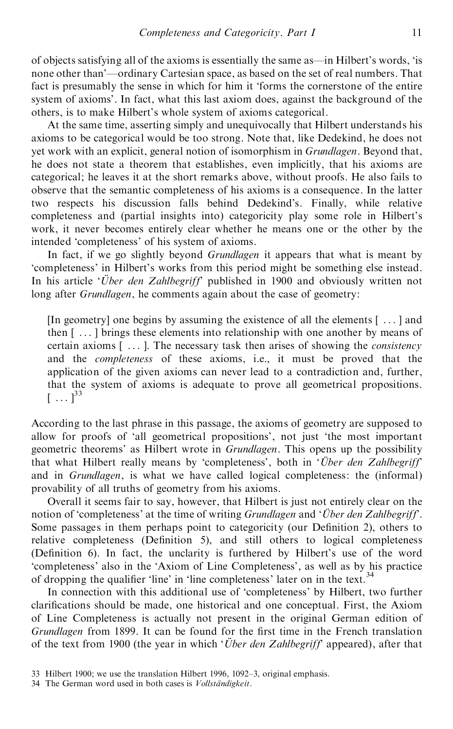of objects satisfying all of the axioms is essentially the same as—in Hilbert's words, 'is none other than'—ordinary Cartesian space, as based on the set of real numbers. That fact is presumably the sense in which for him it 'forms the cornerstone of the entire system of axioms'. In fact, what this last axiom does, against the background of the others, is to make Hilbert's whole system of axioms categorical.

At the same time, asserting simply and unequivocally that Hilbert understands his axioms to be categorical would be too strong. Note that, like Dedekind, he does not yet work with an explicit, general notion of isomorphism in *Grundlagen*. Beyond that, he does not state a theorem that establishes, even implicitly, that his axioms are categorical; he leaves it at the short remarks above, without proofs. He also fails to observe that the semantic completeness of his axioms is a consequence. In the latter two respects his discussion falls behind Dedekind's. Finally, while relative completeness and (partial insights into) categoricity play some role in Hilbert's work, it never becomes entirely clear whether he means one or the other by the intended 'completeness' of his system of axioms.

In fact, if we go slightly beyond *Grundlagen* it appears that what is meant by 'completeness' in Hilbert's works from this period might be something else instead. In his article '*Über den Zahlbegriff*' published in 1900 and obviously written not long after *Grundlagen*, he comments again about the case of geometry:

> [In geometry] one begins by assuming the existence of all the elements [ ... ] and then [ ... ] brings these elements into relationship with one another by means of certain axioms [ ... ]. The necessary task then arises of showing the *consistency* and the *completeness* of these axioms, i.e., it must be proved that the application of the given axioms can never lead to a contradiction and, further, that the system of axioms is adequate to prove all geometrical propositions. [ ... ][33]

According to the last phrase in this passage, the axioms of geometry are supposed to allow for proofs of 'all geometrical propositions', not just 'the most important geometric theorems' as Hilbert wrote in *Grundlagen*. This opens up the possibility that what Hilbert really means by 'completeness', both in '*Über den Zahlbegriff*' and in *Grundlagen*, is what we have called logical completeness: the (informal) provability of all truths of geometry from his axioms.

Overall it seems fair to say, however, that Hilbert is just not entirely clear on the notion of 'completeness' at the time of writing *Grundlagen* and '*Über den Zahlbegriff*'. Some passages in them perhaps point to categoricity (our Definition 2), others to relative completeness (Definition 5), and still others to logical completeness (Definition 6). In fact, the unclarity is furthered by Hilbert's use of the word 'completeness' also in the 'Axiom of Line Completeness', as well as by his practice of dropping the qualifier 'line' in 'line completeness' later on in the text.[34]

In connection with this additional use of 'completeness' by Hilbert, two further clarifications should be made, one historical and one conceptual. First, the Axiom of Line Completeness is actually not present in the original German edition of *Grundlagen* from 1899. It can be found for the first time in the French translation of the text from 1900 (the year in which '*Über den Zahlbegriff*' appeared), after that

33 Hilbert 1900; we use the translation Hilbert 1996, 1092–3, original emphasis.

34 The German word used in both cases is *Vollständigkeit*.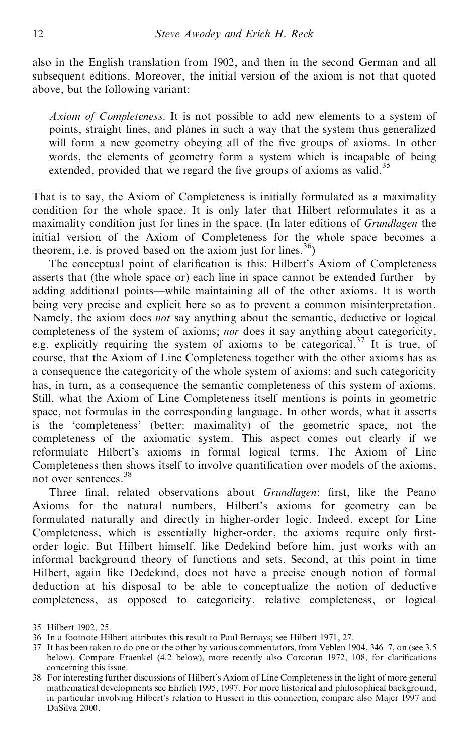also in the English translation from 1902, and then in the second German and all subsequent editions. Moreover, the initial version of the axiom is not that quoted above, but the following variant:

> *Axiom of Completeness*. It is not possible to add new elements to a system of points, straight lines, and planes in such a way that the system thus generalized will form a new geometry obeying all of the five groups of axioms. In other words, the elements of geometry form a system which is incapable of being extended, provided that we regard the five groups of axioms as valid.[35]

That is to say, the Axiom of Completeness is initially formulated as a maximality condition for the whole space. It is only later that Hilbert reformulates it as a maximality condition just for lines in the space. (In later editions of *Grundlagen* the initial version of the Axiom of Completeness for the whole space becomes a theorem, i.e. is proved based on the axiom just for lines.[36])

The conceptual point of clarification is this: Hilbert's Axiom of Completeness asserts that (the whole space or) each line in space cannot be extended further—by adding additional points—while maintaining all of the other axioms. It is worth being very precise and explicit here so as to prevent a common misinterpretation. Namely, the axiom does *not* say anything about the semantic, deductive or logical completeness of the system of axioms; *nor* does it say anything about categoricity, e.g. explicitly requiring the system of axioms to be categorical.[37] It is true, of course, that the Axiom of Line Completeness together with the other axioms has as a consequence the categoricity of the whole system of axioms; and such categoricity has, in turn, as a consequence the semantic completeness of this system of axioms. Still, what the Axiom of Line Completeness itself mentions is points in geometric space, not formulas in the corresponding language. In other words, what it asserts is the 'completeness' (better: maximality) of the geometric space, not the completeness of the axiomatic system. This aspect comes out clearly if we reformulate Hilbert's axioms in formal logical terms. The Axiom of Line Completeness then shows itself to involve quantification over models of the axioms, not over sentences.[38]

Three final, related observations about *Grundlagen*: first, like the Peano Axioms for the natural numbers, Hilbert's axioms for geometry can be formulated naturally and directly in higher-order logic. Indeed, except for Line Completeness, which is essentially higher-order, the axioms require only first-order logic. But Hilbert himself, like Dedekind before him, just works with an informal background theory of functions and sets. Second, at this point in time Hilbert, again like Dedekind, does not have a precise enough notion of formal deduction at his disposal to be able to conceptualize the notion of deductive completeness, as opposed to categoricity, relative completeness, or logical

35 Hilbert 1902, 25.

36 In a footnote Hilbert attributes this result to Paul Bernays; see Hilbert 1971, 27.

37 It has been taken to do one or the other by various commentators, from Veblen 1904, 346–7, on (see 3.5 below). Compare Fraenkel (4.2 below), more recently also Corcoran 1972, 108, for clarifications concerning this issue.

38 For interesting further discussions of Hilbert's Axiom of Line Completeness in the light of more general mathematical developments see Ehrlich 1995, 1997. For more historical and philosophical background, in particular involving Hilbert's relation to Husserl in this connection, compare also Majer 1997 and DaSilva 2000.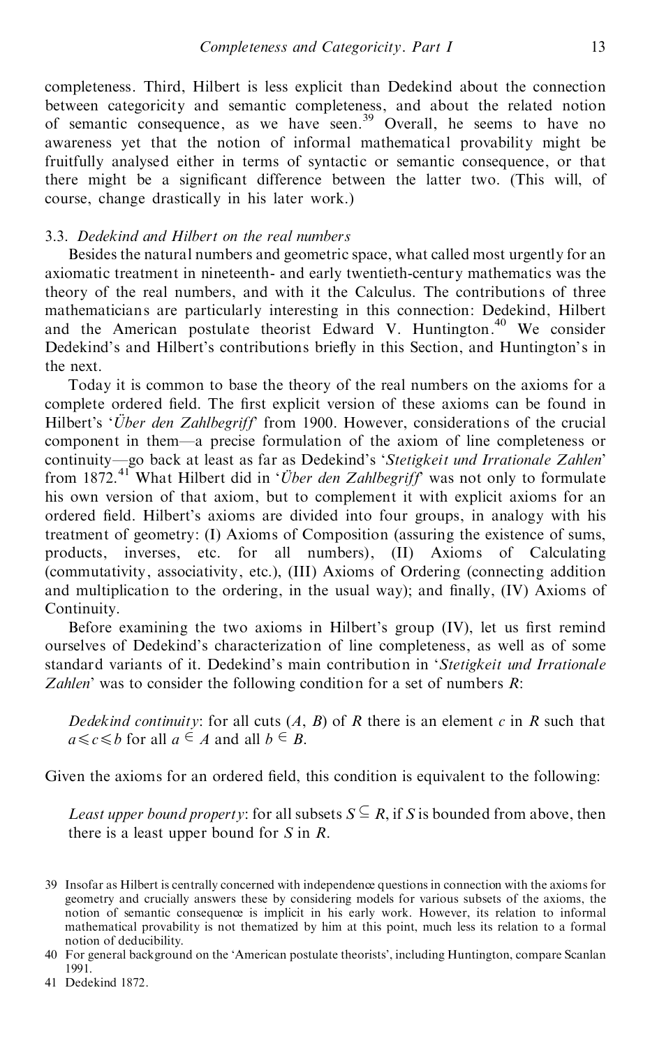completeness. Third, Hilbert is less explicit than Dedekind about the connection between categoricity and semantic completeness, and about the related notion of semantic consequence, as we have seen.[39] Overall, he seems to have no awareness yet that the notion of informal mathematical provability might be fruitfully analysed either in terms of syntactic or semantic consequence, or that there might be a significant difference between the latter two. (This will, of course, change drastically in his later work.)

### 3.3. *Dedekind and Hilbert on the real numbers*

Besides the natural numbers and geometric space, what called most urgently for an axiomatic treatment in nineteenth- and early twentieth-century mathematics was the theory of the real numbers, and with it the Calculus. The contributions of three mathematicians are particularly interesting in this connection: Dedekind, Hilbert and the American postulate theorist Edward V. Huntington.[40] We consider Dedekind's and Hilbert's contributions briefly in this Section, and Huntington's in the next.

Today it is common to base the theory of the real numbers on the axioms for a complete ordered field. The first explicit version of these axioms can be found in Hilbert's '*Über den Zahlbegriff*' from 1900. However, considerations of the crucial component in them—a precise formulation of the axiom of line completeness or continuity—go back at least as far as Dedekind's '*Stetigkeit und Irrationale Zahlen*' from 1872.[41] What Hilbert did in '*Über den Zahlbegriff*' was not only to formulate his own version of that axiom, but to complement it with explicit axioms for an ordered field. Hilbert's axioms are divided into four groups, in analogy with his treatment of geometry: (I) Axioms of Composition (assuring the existence of sums, products, inverses, etc. for all numbers), (II) Axioms of Calculating (commutativity, associativity, etc.), (III) Axioms of Ordering (connecting addition and multiplication to the ordering, in the usual way); and finally, (IV) Axioms of Continuity.

Before examining the two axioms in Hilbert's group (IV), let us first remind ourselves of Dedekind's characterization of line completeness, as well as of some standard variants of it. Dedekind's main contribution in '*Stetigkeit und Irrationale Zahlen*' was to consider the following condition for a set of numbers $R$:

> *Dedekind continuity*: for all cuts $(A, B)$ of $R$ there is an element $c$ in $R$ such that $a \leq c \leq b$ for all $a \in A$ and all $b \in B$.

Given the axioms for an ordered field, this condition is equivalent to the following:

> *Least upper bound property*: for all subsets $S \subseteq R$, if $S$ is bounded from above, then there is a least upper bound for $S$ in $R$.

---

39 Insofar as Hilbert is centrally concerned with independence questions in connection with the axioms for geometry and crucially answers these by considering models for various subsets of the axioms, the notion of semantic consequence is implicit in his early work. However, its relation to informal mathematical provability is not thematized by him at this point, much less its relation to a formal notion of deducibility.

40 For general background on the 'American postulate theorists', including Huntington, compare Scanlan 1991.

41 Dedekind 1872.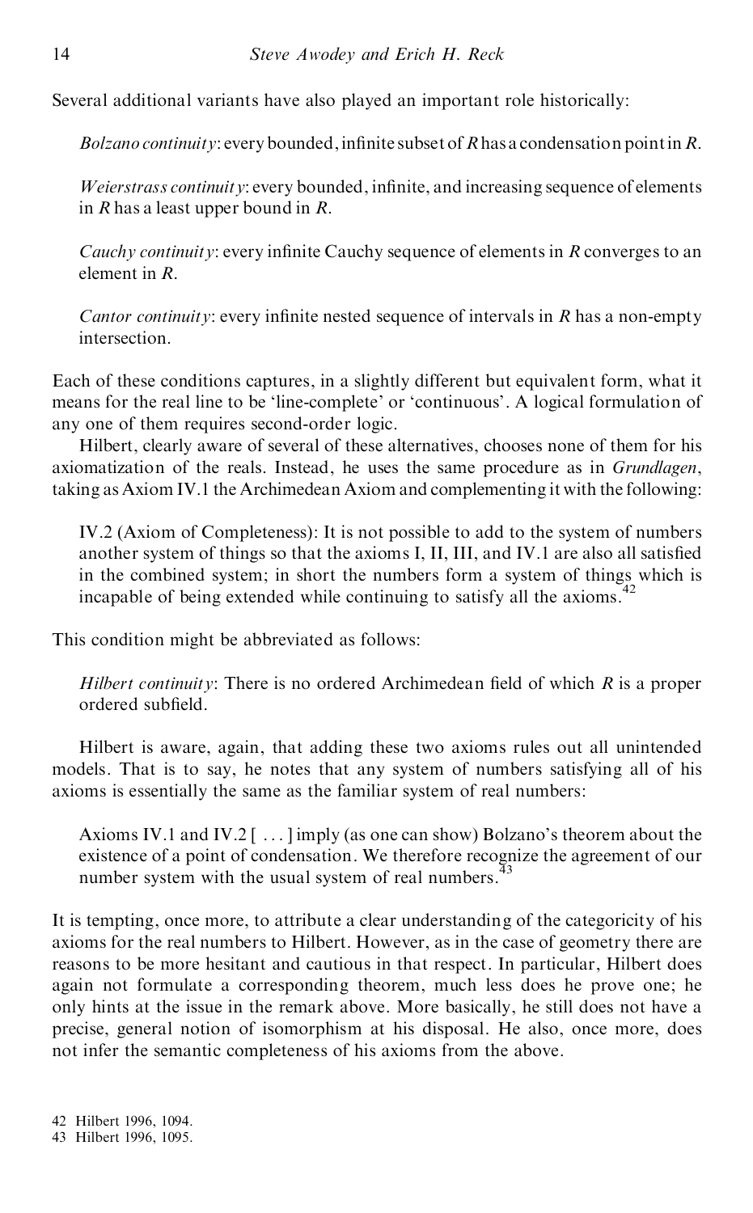Several additional variants have also played an important role historically:

> *Bolzano continuity*: every bounded, infinite subset of *R* has a condensation point in *R*.
>
> *Weierstrass continuity*: every bounded, infinite, and increasing sequence of elements in *R* has a least upper bound in *R*.
>
> *Cauchy continuity*: every infinite Cauchy sequence of elements in *R* converges to an element in *R*.
>
> *Cantor continuity*: every infinite nested sequence of intervals in *R* has a non-empty intersection.

Each of these conditions captures, in a slightly different but equivalent form, what it means for the real line to be 'line-complete' or 'continuous'. A logical formulation of any one of them requires second-order logic.

Hilbert, clearly aware of several of these alternatives, chooses none of them for his axiomatization of the reals. Instead, he uses the same procedure as in *Grundlagen*, taking as Axiom IV.1 the Archimedean Axiom and complementing it with the following:

> IV.2 (Axiom of Completeness): It is not possible to add to the system of numbers another system of things so that the axioms I, II, III, and IV.1 are also all satisfied in the combined system; in short the numbers form a system of things which is incapable of being extended while continuing to satisfy all the axioms.[42]

This condition might be abbreviated as follows:

> *Hilbert continuity*: There is no ordered Archimedean field of which *R* is a proper ordered subfield.

Hilbert is aware, again, that adding these two axioms rules out all unintended models. That is to say, he notes that any system of numbers satisfying all of his axioms is essentially the same as the familiar system of real numbers:

> Axioms IV.1 and IV.2 [ . . . ] imply (as one can show) Bolzano's theorem about the existence of a point of condensation. We therefore recognize the agreement of our number system with the usual system of real numbers.[43]

It is tempting, once more, to attribute a clear understanding of the categoricity of his axioms for the real numbers to Hilbert. However, as in the case of geometry there are reasons to be more hesitant and cautious in that respect. In particular, Hilbert does again not formulate a corresponding theorem, much less does he prove one; he only hints at the issue in the remark above. More basically, he still does not have a precise, general notion of isomorphism at his disposal. He also, once more, does not infer the semantic completeness of his axioms from the above.

42 Hilbert 1996, 1094.
43 Hilbert 1996, 1095.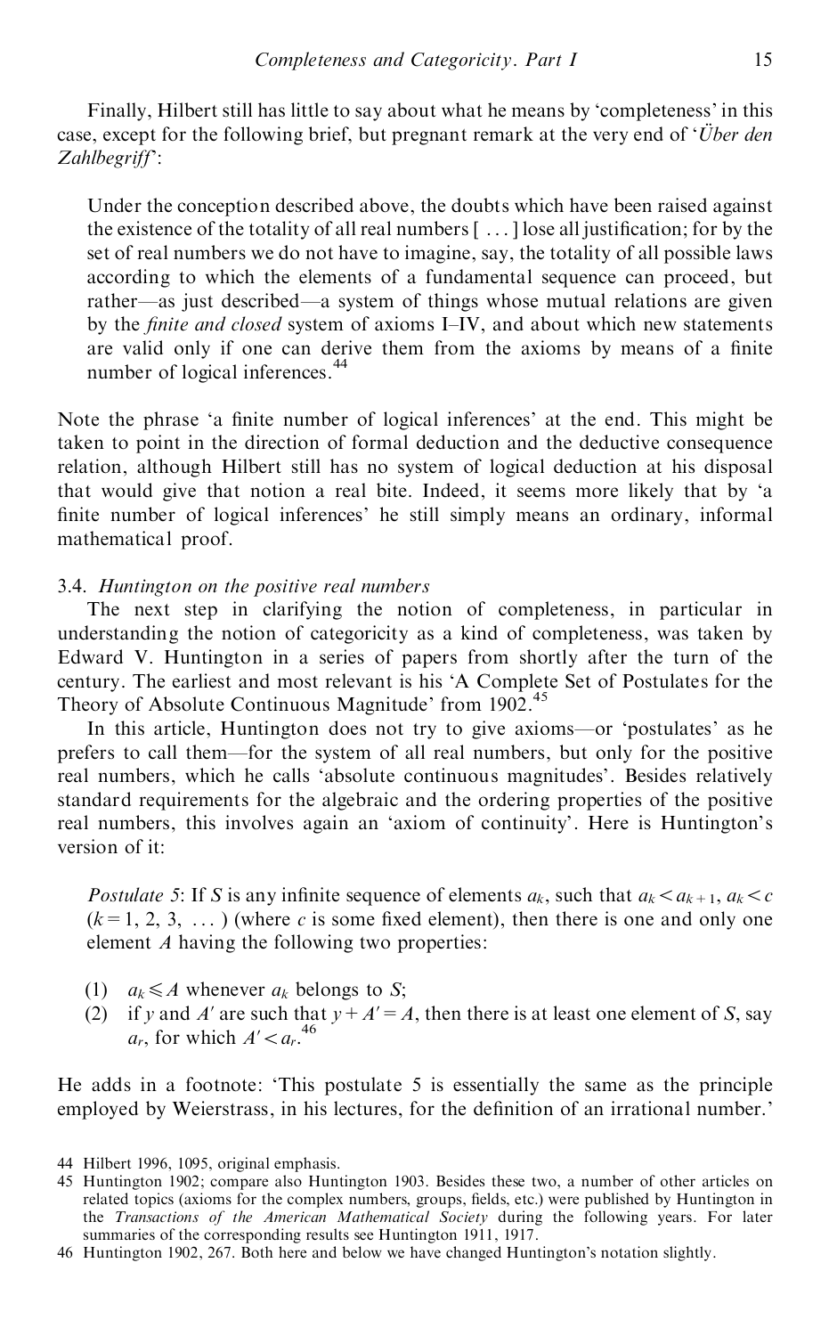Finally, Hilbert still has little to say about what he means by 'completeness' in this case, except for the following brief, but pregnant remark at the very end of '*Über den Zahlbegriff*':

> Under the conception described above, the doubts which have been raised against the existence of the totality of all real numbers [ . . . ] lose all justification; for by the set of real numbers we do not have to imagine, say, the totality of all possible laws according to which the elements of a fundamental sequence can proceed, but rather—as just described—a system of things whose mutual relations are given by the *finite and closed* system of axioms I–IV, and about which new statements are valid only if one can derive them from the axioms by means of a finite number of logical inferences.[44]

Note the phrase 'a finite number of logical inferences' at the end. This might be taken to point in the direction of formal deduction and the deductive consequence relation, although Hilbert still has no system of logical deduction at his disposal that would give that notion a real bite. Indeed, it seems more likely that by 'a finite number of logical inferences' he still simply means an ordinary, informal mathematical proof.

### 3.4. *Huntington on the positive real numbers*

The next step in clarifying the notion of completeness, in particular in understanding the notion of categoricity as a kind of completeness, was taken by Edward V. Huntington in a series of papers from shortly after the turn of the century. The earliest and most relevant is his 'A Complete Set of Postulates for the Theory of Absolute Continuous Magnitude' from 1902.[45]

In this article, Huntington does not try to give axioms—or 'postulates' as he prefers to call them—for the system of all real numbers, but only for the positive real numbers, which he calls 'absolute continuous magnitudes'. Besides relatively standard requirements for the algebraic and the ordering properties of the positive real numbers, this involves again an 'axiom of continuity'. Here is Huntington's version of it:

> *Postulate 5*: If $S$ is any infinite sequence of elements $a_k$, such that $a_k < a_{k+1}$, $a_k < c$ ($k = 1, 2, 3, \ldots$) (where $c$ is some fixed element), then there is one and only one element $A$ having the following two properties:
>
> (1) $a_k \leqslant A$ whenever $a_k$ belongs to $S$;
> (2) if $y$ and $A'$ are such that $y + A' = A$, then there is at least one element of $S$, say $a_r$, for which $A' < a_r$.[46]

He adds in a footnote: 'This postulate 5 is essentially the same as the principle employed by Weierstrass, in his lectures, for the definition of an irrational number.'

44 Hilbert 1996, 1095, original emphasis.

45 Huntington 1902; compare also Huntington 1903. Besides these two, a number of other articles on related topics (axioms for the complex numbers, groups, fields, etc.) were published by Huntington in the *Transactions of the American Mathematical Society* during the following years. For later summaries of the corresponding results see Huntington 1911, 1917.

46 Huntington 1902, 267. Both here and below we have changed Huntington's notation slightly.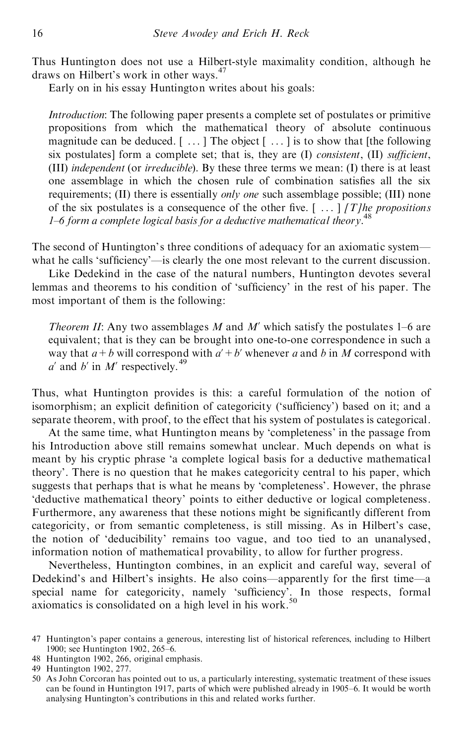Thus Huntington does not use a Hilbert-style maximality condition, although he draws on Hilbert's work in other ways.[47]

Early on in his essay Huntington writes about his goals:

> *Introduction*: The following paper presents a complete set of postulates or primitive propositions from which the mathematical theory of absolute continuous magnitude can be deduced. [ ... ] The object [ ... ] is to show that [the following six postulates] form a complete set; that is, they are (I) *consistent*, (II) *sufficient*, (III) *independent* (or *irreducible*). By these three terms we mean: (I) there is at least one assemblage in which the chosen rule of combination satisfies all the six requirements; (II) there is essentially *only one* such assemblage possible; (III) none of the six postulates is a consequence of the other five. [ ... ] *[T]he propositions 1–6 form a complete logical basis for a deductive mathematical theory*.[48]

The second of Huntington's three conditions of adequacy for an axiomatic system—what he calls 'sufficiency'—is clearly the one most relevant to the current discussion.

Like Dedekind in the case of the natural numbers, Huntington devotes several lemmas and theorems to his condition of 'sufficiency' in the rest of his paper. The most important of them is the following:

> *Theorem II*: Any two assemblages $M$ and $M'$ which satisfy the postulates 1–6 are equivalent; that is they can be brought into one-to-one correspondence in such a way that $a + b$ will correspond with $a' + b'$ whenever $a$ and $b$ in $M$ correspond with $a'$ and $b'$ in $M'$ respectively.[49]

Thus, what Huntington provides is this: a careful formulation of the notion of isomorphism; an explicit definition of categoricity ('sufficiency') based on it; and a separate theorem, with proof, to the effect that his system of postulates is categorical.

At the same time, what Huntington means by 'completeness' in the passage from his Introduction above still remains somewhat unclear. Much depends on what is meant by his cryptic phrase 'a complete logical basis for a deductive mathematical theory'. There is no question that he makes categoricity central to his paper, which suggests that perhaps that is what he means by 'completeness'. However, the phrase 'deductive mathematical theory' points to either deductive or logical completeness. Furthermore, any awareness that these notions might be significantly different from categoricity, or from semantic completeness, is still missing. As in Hilbert's case, the notion of 'deducibility' remains too vague, and too tied to an unanalysed, information notion of mathematical provability, to allow for further progress.

Nevertheless, Huntington combines, in an explicit and careful way, several of Dedekind's and Hilbert's insights. He also coins—apparently for the first time—a special name for categoricity, namely 'sufficiency'. In those respects, formal axiomatics is consolidated on a high level in his work.[50]

---

47 Huntington's paper contains a generous, interesting list of historical references, including to Hilbert 1900; see Huntington 1902, 265–6.

48 Huntington 1902, 266, original emphasis.

49 Huntington 1902, 277.

50 As John Corcoran has pointed out to us, a particularly interesting, systematic treatment of these issues can be found in Huntington 1917, parts of which were published already in 1905–6. It would be worth analysing Huntington's contributions in this and related works further.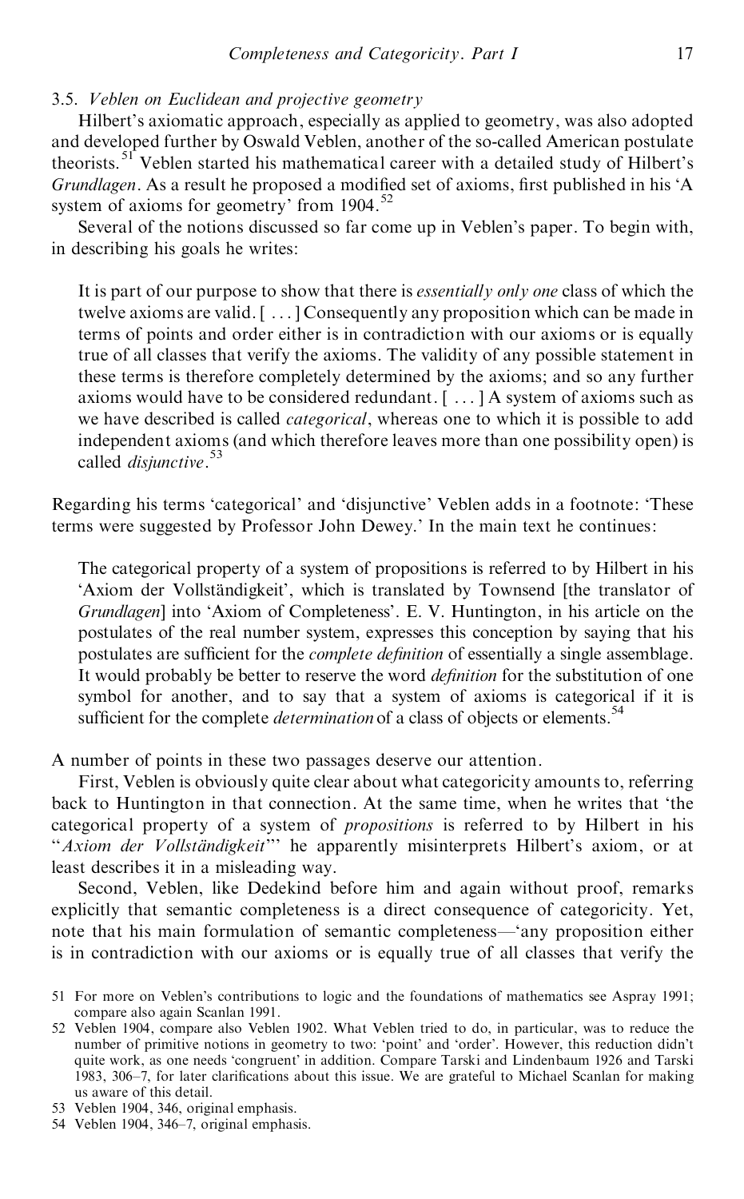### 3.5. *Veblen on Euclidean and projective geometry*

Hilbert's axiomatic approach, especially as applied to geometry, was also adopted and developed further by Oswald Veblen, another of the so-called American postulate theorists.[51] Veblen started his mathematical career with a detailed study of Hilbert's *Grundlagen*. As a result he proposed a modified set of axioms, first published in his 'A system of axioms for geometry' from 1904.[52]

Several of the notions discussed so far come up in Veblen's paper. To begin with, in describing his goals he writes:

> It is part of our purpose to show that there is *essentially only one* class of which the twelve axioms are valid. [ . . . ] Consequently any proposition which can be made in terms of points and order either is in contradiction with our axioms or is equally true of all classes that verify the axioms. The validity of any possible statement in these terms is therefore completely determined by the axioms; and so any further axioms would have to be considered redundant. [ . . . ] A system of axioms such as we have described is called *categorical*, whereas one to which it is possible to add independent axioms (and which therefore leaves more than one possibility open) is called *disjunctive*.[53]

Regarding his terms 'categorical' and 'disjunctive' Veblen adds in a footnote: 'These terms were suggested by Professor John Dewey.' In the main text he continues:

> The categorical property of a system of propositions is referred to by Hilbert in his 'Axiom der Vollständigkeit', which is translated by Townsend [the translator of *Grundlagen*] into 'Axiom of Completeness'. E. V. Huntington, in his article on the postulates of the real number system, expresses this conception by saying that his postulates are sufficient for the *complete definition* of essentially a single assemblage. It would probably be better to reserve the word *definition* for the substitution of one symbol for another, and to say that a system of axioms is categorical if it is sufficient for the complete *determination* of a class of objects or elements.[54]

A number of points in these two passages deserve our attention.

First, Veblen is obviously quite clear about what categoricity amounts to, referring back to Huntington in that connection. At the same time, when he writes that 'the categorical property of a system of *propositions* is referred to by Hilbert in his "*Axiom der Vollständigkeit*"' he apparently misinterprets Hilbert's axiom, or at least describes it in a misleading way.

Second, Veblen, like Dedekind before him and again without proof, remarks explicitly that semantic completeness is a direct consequence of categoricity. Yet, note that his main formulation of semantic completeness—'any proposition either is in contradiction with our axioms or is equally true of all classes that verify the

---

51 For more on Veblen's contributions to logic and the foundations of mathematics see Aspray 1991; compare also again Scanlan 1991.

52 Veblen 1904, compare also Veblen 1902. What Veblen tried to do, in particular, was to reduce the number of primitive notions in geometry to two: 'point' and 'order'. However, this reduction didn't quite work, as one needs 'congruent' in addition. Compare Tarski and Lindenbaum 1926 and Tarski 1983, 306–7, for later clarifications about this issue. We are grateful to Michael Scanlan for making us aware of this detail.

53 Veblen 1904, 346, original emphasis.

54 Veblen 1904, 346–7, original emphasis.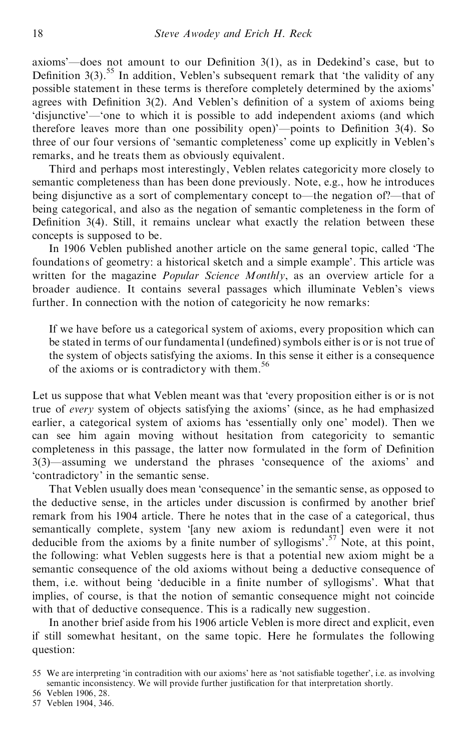axioms'—does not amount to our Definition 3(1), as in Dedekind's case, but to Definition 3(3).[55] In addition, Veblen's subsequent remark that 'the validity of any possible statement in these terms is therefore completely determined by the axioms' agrees with Definition 3(2). And Veblen's definition of a system of axioms being 'disjunctive'—'one to which it is possible to add independent axioms (and which therefore leaves more than one possibility open)'—points to Definition 3(4). So three of our four versions of 'semantic completeness' come up explicitly in Veblen's remarks, and he treats them as obviously equivalent.

Third and perhaps most interestingly, Veblen relates categoricity more closely to semantic completeness than has been done previously. Note, e.g., how he introduces being disjunctive as a sort of complementary concept to—the negation of?—that of being categorical, and also as the negation of semantic completeness in the form of Definition 3(4). Still, it remains unclear what exactly the relation between these concepts is supposed to be.

In 1906 Veblen published another article on the same general topic, called 'The foundations of geometry: a historical sketch and a simple example'. This article was written for the magazine *Popular Science Monthly*, as an overview article for a broader audience. It contains several passages which illuminate Veblen's views further. In connection with the notion of categoricity he now remarks:

> If we have before us a categorical system of axioms, every proposition which can be stated in terms of our fundamental (undefined) symbols either is or is not true of the system of objects satisfying the axioms. In this sense it either is a consequence of the axioms or is contradictory with them.[56]

Let us suppose that what Veblen meant was that 'every proposition either is or is not true of *every* system of objects satisfying the axioms' (since, as he had emphasized earlier, a categorical system of axioms has 'essentially only one' model). Then we can see him again moving without hesitation from categoricity to semantic completeness in this passage, the latter now formulated in the form of Definition 3(3)—assuming we understand the phrases 'consequence of the axioms' and 'contradictory' in the semantic sense.

That Veblen usually does mean 'consequence' in the semantic sense, as opposed to the deductive sense, in the articles under discussion is confirmed by another brief remark from his 1904 article. There he notes that in the case of a categorical, thus semantically complete, system '[any new axiom is redundant] even were it not deducible from the axioms by a finite number of syllogisms'.[57] Note, at this point, the following: what Veblen suggests here is that a potential new axiom might be a semantic consequence of the old axioms without being a deductive consequence of them, i.e. without being 'deducible in a finite number of syllogisms'. What that implies, of course, is that the notion of semantic consequence might not coincide with that of deductive consequence. This is a radically new suggestion.

In another brief aside from his 1906 article Veblen is more direct and explicit, even if still somewhat hesitant, on the same topic. Here he formulates the following question:

---

55 We are interpreting 'in contradition with our axioms' here as 'not satisfiable together', i.e. as involving semantic inconsistency. We will provide further justification for that interpretation shortly.

56 Veblen 1906, 28.

57 Veblen 1904, 346.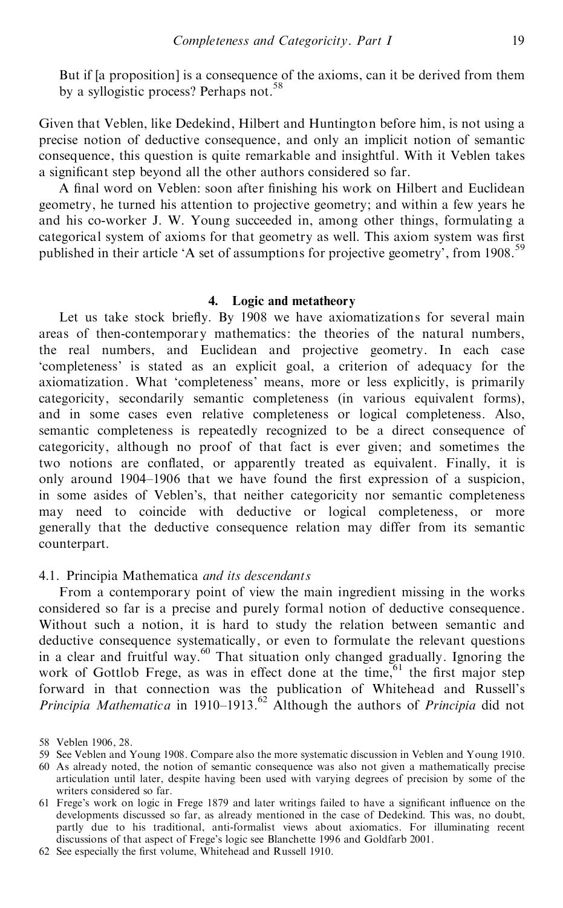> But if [a proposition] is a consequence of the axioms, can it be derived from them by a syllogistic process? Perhaps not.[58]

Given that Veblen, like Dedekind, Hilbert and Huntington before him, is not using a precise notion of deductive consequence, and only an implicit notion of semantic consequence, this question is quite remarkable and insightful. With it Veblen takes a significant step beyond all the other authors considered so far.

A final word on Veblen: soon after finishing his work on Hilbert and Euclidean geometry, he turned his attention to projective geometry; and within a few years he and his co-worker J. W. Young succeeded in, among other things, formulating a categorical system of axioms for that geometry as well. This axiom system was first published in their article 'A set of assumptions for projective geometry', from 1908.[59]

## 4. Logic and metatheory

Let us take stock briefly. By 1908 we have axiomatizations for several main areas of then-contemporary mathematics: the theories of the natural numbers, the real numbers, and Euclidean and projective geometry. In each case 'completeness' is stated as an explicit goal, a criterion of adequacy for the axiomatization. What 'completeness' means, more or less explicitly, is primarily categoricity, secondarily semantic completeness (in various equivalent forms), and in some cases even relative completeness or logical completeness. Also, semantic completeness is repeatedly recognized to be a direct consequence of categoricity, although no proof of that fact is ever given; and sometimes the two notions are conflated, or apparently treated as equivalent. Finally, it is only around 1904–1906 that we have found the first expression of a suspicion, in some asides of Veblen's, that neither categoricity nor semantic completeness may need to coincide with deductive or logical completeness, or more generally that the deductive consequence relation may differ from its semantic counterpart.

### 4.1. *Principia Mathematica and its descendants*

From a contemporary point of view the main ingredient missing in the works considered so far is a precise and purely formal notion of deductive consequence. Without such a notion, it is hard to study the relation between semantic and deductive consequence systematically, or even to formulate the relevant questions in a clear and fruitful way.[60] That situation only changed gradually. Ignoring the work of Gottlob Frege, as was in effect done at the time,[61] the first major step forward in that connection was the publication of Whitehead and Russell's *Principia Mathematica* in 1910–1913.[62] Although the authors of *Principia* did not

58 Veblen 1906, 28.

59 See Veblen and Young 1908. Compare also the more systematic discussion in Veblen and Young 1910.

60 As already noted, the notion of semantic consequence was also not given a mathematically precise articulation until later, despite having been used with varying degrees of precision by some of the writers considered so far.

61 Frege's work on logic in Frege 1879 and later writings failed to have a significant influence on the developments discussed so far, as already mentioned in the case of Dedekind. This was, no doubt, partly due to his traditional, anti-formalist views about axiomatics. For illuminating recent discussions of that aspect of Frege's logic see Blanchette 1996 and Goldfarb 2001.

62 See especially the first volume, Whitehead and Russell 1910.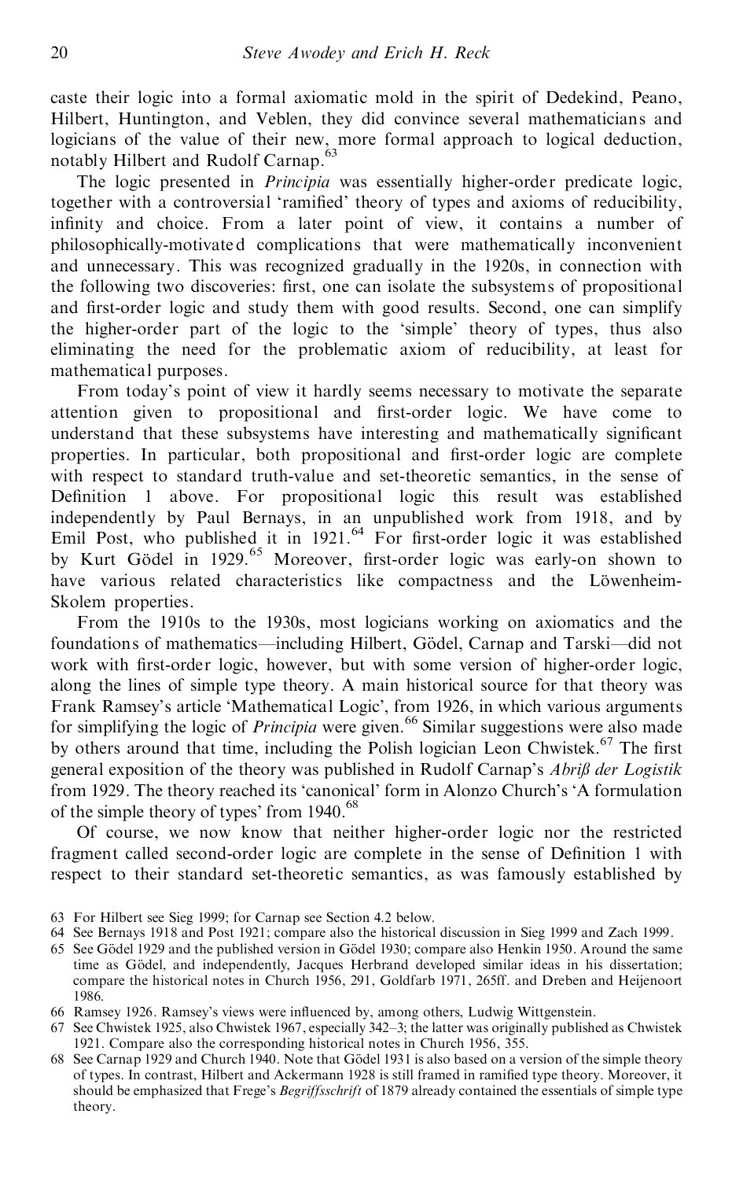caste their logic into a formal axiomatic mold in the spirit of Dedekind, Peano, Hilbert, Huntington, and Veblen, they did convince several mathematicians and logicians of the value of their new, more formal approach to logical deduction, notably Hilbert and Rudolf Carnap.[63]

The logic presented in *Principia* was essentially higher-order predicate logic, together with a controversial 'ramified' theory of types and axioms of reducibility, infinity and choice. From a later point of view, it contains a number of philosophically-motivated complications that were mathematically inconvenient and unnecessary. This was recognized gradually in the 1920s, in connection with the following two discoveries: first, one can isolate the subsystems of propositional and first-order logic and study them with good results. Second, one can simplify the higher-order part of the logic to the 'simple' theory of types, thus also eliminating the need for the problematic axiom of reducibility, at least for mathematical purposes.

From today's point of view it hardly seems necessary to motivate the separate attention given to propositional and first-order logic. We have come to understand that these subsystems have interesting and mathematically significant properties. In particular, both propositional and first-order logic are complete with respect to standard truth-value and set-theoretic semantics, in the sense of Definition 1 above. For propositional logic this result was established independently by Paul Bernays, in an unpublished work from 1918, and by Emil Post, who published it in 1921.[64] For first-order logic it was established by Kurt Gödel in 1929.[65] Moreover, first-order logic was early-on shown to have various related characteristics like compactness and the Löwenheim-Skolem properties.

From the 1910s to the 1930s, most logicians working on axiomatics and the foundations of mathematics—including Hilbert, Gödel, Carnap and Tarski—did not work with first-order logic, however, but with some version of higher-order logic, along the lines of simple type theory. A main historical source for that theory was Frank Ramsey's article 'Mathematical Logic', from 1926, in which various arguments for simplifying the logic of *Principia* were given.[66] Similar suggestions were also made by others around that time, including the Polish logician Leon Chwistek.[67] The first general exposition of the theory was published in Rudolf Carnap's *Abriß der Logistik* from 1929. The theory reached its 'canonical' form in Alonzo Church's 'A formulation of the simple theory of types' from 1940.[68]

Of course, we now know that neither higher-order logic nor the restricted fragment called second-order logic are complete in the sense of Definition 1 with respect to their standard set-theoretic semantics, as was famously established by

63 For Hilbert see Sieg 1999; for Carnap see Section 4.2 below.

64 See Bernays 1918 and Post 1921; compare also the historical discussion in Sieg 1999 and Zach 1999.

65 See Gödel 1929 and the published version in Gödel 1930; compare also Henkin 1950. Around the same time as Gödel, and independently, Jacques Herbrand developed similar ideas in his dissertation; compare the historical notes in Church 1956, 291, Goldfarb 1971, 265ff. and Dreben and Heijenoort 1986.

66 Ramsey 1926. Ramsey's views were influenced by, among others, Ludwig Wittgenstein.

67 See Chwistek 1925, also Chwistek 1967, especially 342–3; the latter was originally published as Chwistek 1921. Compare also the corresponding historical notes in Church 1956, 355.

68 See Carnap 1929 and Church 1940. Note that Gödel 1931 is also based on a version of the simple theory of types. In contrast, Hilbert and Ackermann 1928 is still framed in ramified type theory. Moreover, it should be emphasized that Frege's *Begriffsschrift* of 1879 already contained the essentials of simple type theory.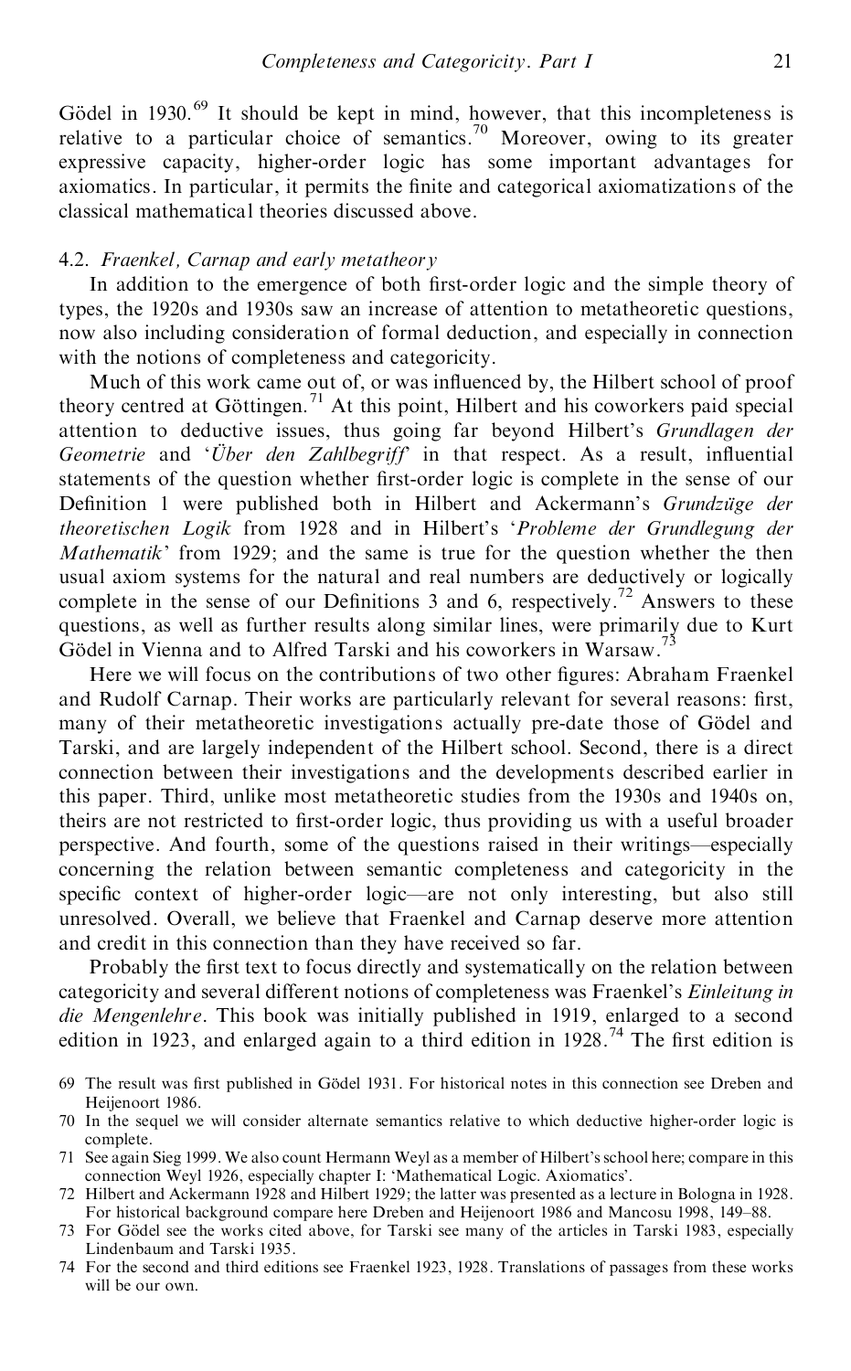Gödel in 1930.[69] It should be kept in mind, however, that this incompleteness is relative to a particular choice of semantics.[70] Moreover, owing to its greater expressive capacity, higher-order logic has some important advantages for axiomatics. In particular, it permits the finite and categorical axiomatizations of the classical mathematical theories discussed above.

### 4.2. *Fraenkel, Carnap and early metatheory*

In addition to the emergence of both first-order logic and the simple theory of types, the 1920s and 1930s saw an increase of attention to metatheoretic questions, now also including consideration of formal deduction, and especially in connection with the notions of completeness and categoricity.

Much of this work came out of, or was influenced by, the Hilbert school of proof theory centred at Göttingen.[71] At this point, Hilbert and his coworkers paid special attention to deductive issues, thus going far beyond Hilbert's *Grundlagen der Geometrie* and '*Über den Zahlbegriff*' in that respect. As a result, influential statements of the question whether first-order logic is complete in the sense of our Definition 1 were published both in Hilbert and Ackermann's *Grundzüge der theoretischen Logik* from 1928 and in Hilbert's '*Probleme der Grundlegung der Mathematik*' from 1929; and the same is true for the question whether the then usual axiom systems for the natural and real numbers are deductively or logically complete in the sense of our Definitions 3 and 6, respectively.[72] Answers to these questions, as well as further results along similar lines, were primarily due to Kurt Gödel in Vienna and to Alfred Tarski and his coworkers in Warsaw.[73]

Here we will focus on the contributions of two other figures: Abraham Fraenkel and Rudolf Carnap. Their works are particularly relevant for several reasons: first, many of their metatheoretic investigations actually pre-date those of Gödel and Tarski, and are largely independent of the Hilbert school. Second, there is a direct connection between their investigations and the developments described earlier in this paper. Third, unlike most metatheoretic studies from the 1930s and 1940s on, theirs are not restricted to first-order logic, thus providing us with a useful broader perspective. And fourth, some of the questions raised in their writings—especially concerning the relation between semantic completeness and categoricity in the specific context of higher-order logic—are not only interesting, but also still unresolved. Overall, we believe that Fraenkel and Carnap deserve more attention and credit in this connection than they have received so far.

Probably the first text to focus directly and systematically on the relation between categoricity and several different notions of completeness was Fraenkel's *Einleitung in die Mengenlehre*. This book was initially published in 1919, enlarged to a second edition in 1923, and enlarged again to a third edition in 1928.[74] The first edition is

---

69 The result was first published in Gödel 1931. For historical notes in this connection see Dreben and Heijenoort 1986.

70 In the sequel we will consider alternate semantics relative to which deductive higher-order logic is complete.

71 See again Sieg 1999. We also count Hermann Weyl as a member of Hilbert's school here; compare in this connection Weyl 1926, especially chapter I: 'Mathematical Logic. Axiomatics'.

72 Hilbert and Ackermann 1928 and Hilbert 1929; the latter was presented as a lecture in Bologna in 1928. For historical background compare here Dreben and Heijenoort 1986 and Mancosu 1998, 149–88.

73 For Gödel see the works cited above, for Tarski see many of the articles in Tarski 1983, especially Lindenbaum and Tarski 1935.

74 For the second and third editions see Fraenkel 1923, 1928. Translations of passages from these works will be our own.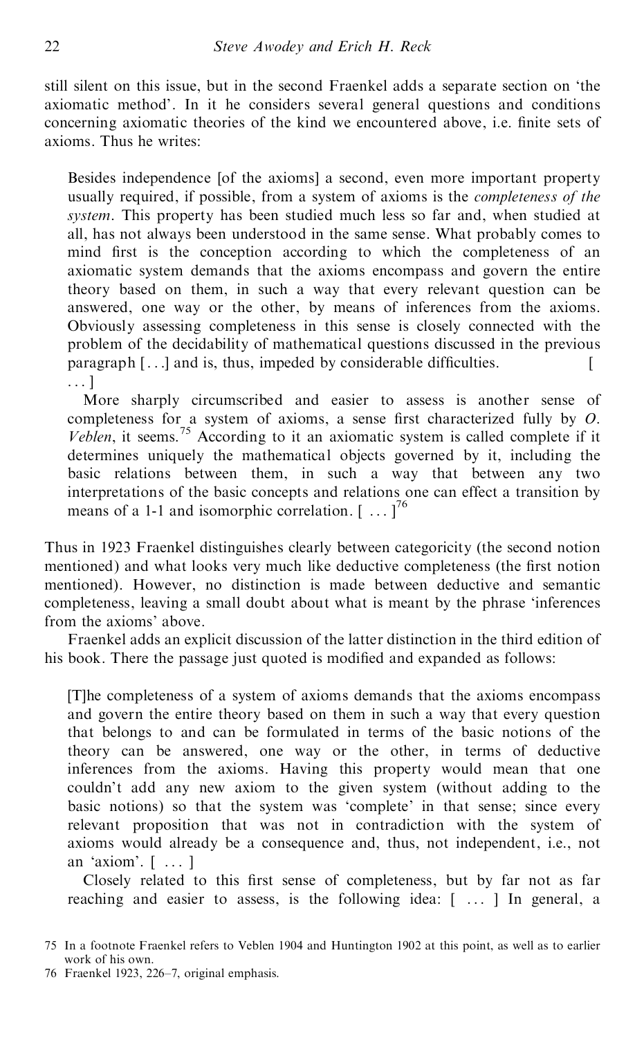still silent on this issue, but in the second Fraenkel adds a separate section on 'the axiomatic method'. In it he considers several general questions and conditions concerning axiomatic theories of the kind we encountered above, i.e. finite sets of axioms. Thus he writes:

> Besides independence [of the axioms] a second, even more important property usually required, if possible, from a system of axioms is the *completeness of the system*. This property has been studied much less so far and, when studied at all, has not always been understood in the same sense. What probably comes to mind first is the conception according to which the completeness of an axiomatic system demands that the axioms encompass and govern the entire theory based on them, in such a way that every relevant question can be answered, one way or the other, by means of inferences from the axioms. Obviously assessing completeness in this sense is closely connected with the problem of the decidability of mathematical questions discussed in the previous paragraph [...] and is, thus, impeded by considerable difficulties. [...]
>
> More sharply circumscribed and easier to assess is another sense of completeness for a system of axioms, a sense first characterized fully by *O. Veblen*, it seems.[75] According to it an axiomatic system is called complete if it determines uniquely the mathematical objects governed by it, including the basic relations between them, in such a way that between any two interpretations of the basic concepts and relations one can effect a transition by means of a 1-1 and isomorphic correlation. [ ... ][76]

Thus in 1923 Fraenkel distinguishes clearly between categoricity (the second notion mentioned) and what looks very much like deductive completeness (the first notion mentioned). However, no distinction is made between deductive and semantic completeness, leaving a small doubt about what is meant by the phrase 'inferences from the axioms' above.

Fraenkel adds an explicit discussion of the latter distinction in the third edition of his book. There the passage just quoted is modified and expanded as follows:

> [T]he completeness of a system of axioms demands that the axioms encompass and govern the entire theory based on them in such a way that every question that belongs to and can be formulated in terms of the basic notions of the theory can be answered, one way or the other, in terms of deductive inferences from the axioms. Having this property would mean that one couldn't add any new axiom to the given system (without adding to the basic notions) so that the system was 'complete' in that sense; since every relevant proposition that was not in contradiction with the system of axioms would already be a consequence and, thus, not independent, i.e., not an 'axiom'. [ ... ]
>
> Closely related to this first sense of completeness, but by far not as far reaching and easier to assess, is the following idea: [ ... ] In general, a

75 In a footnote Fraenkel refers to Veblen 1904 and Huntington 1902 at this point, as well as to earlier work of his own.

76 Fraenkel 1923, 226–7, original emphasis.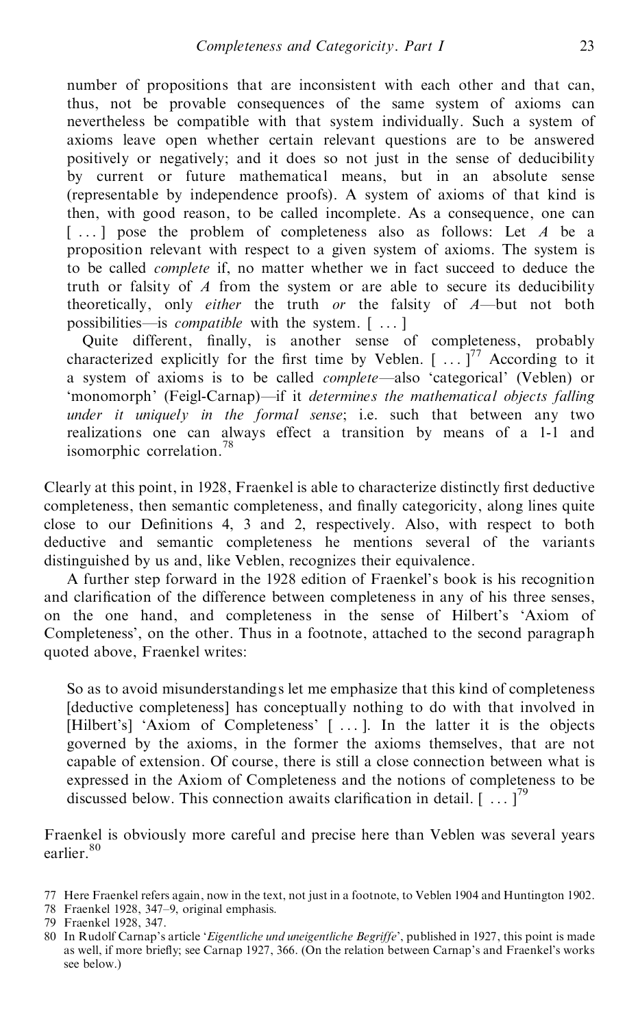> number of propositions that are inconsistent with each other and that can, thus, not be provable consequences of the same system of axioms can nevertheless be compatible with that system individually. Such a system of axioms leave open whether certain relevant questions are to be answered positively or negatively; and it does so not just in the sense of deducibility by current or future mathematical means, but in an absolute sense (representable by independence proofs). A system of axioms of that kind is then, with good reason, to be called incomplete. As a consequence, one can [ ... ] pose the problem of completeness also as follows: Let $A$ be a proposition relevant with respect to a given system of axioms. The system is to be called *complete* if, no matter whether we in fact succeed to deduce the truth or falsity of $A$ from the system or are able to secure its deducibility theoretically, only *either* the truth *or* the falsity of $A$—but not both possibilities—is *compatible* with the system. [ ... ]
>
> Quite different, finally, is another sense of completeness, probably characterized explicitly for the first time by Veblen. [ ... ][77] According to it a system of axioms is to be called *complete*—also 'categorical' (Veblen) or 'monomorph' (Feigl-Carnap)—if it *determines the mathematical objects falling under it uniquely in the formal sense*; i.e. such that between any two realizations one can always effect a transition by means of a 1-1 and isomorphic correlation.[78]

Clearly at this point, in 1928, Fraenkel is able to characterize distinctly first deductive completeness, then semantic completeness, and finally categoricity, along lines quite close to our Definitions 4, 3 and 2, respectively. Also, with respect to both deductive and semantic completeness he mentions several of the variants distinguished by us and, like Veblen, recognizes their equivalence.

A further step forward in the 1928 edition of Fraenkel's book is his recognition and clarification of the difference between completeness in any of his three senses, on the one hand, and completeness in the sense of Hilbert's 'Axiom of Completeness', on the other. Thus in a footnote, attached to the second paragraph quoted above, Fraenkel writes:

> So as to avoid misunderstandings let me emphasize that this kind of completeness [deductive completeness] has conceptually nothing to do with that involved in [Hilbert's] 'Axiom of Completeness' [ ... ]. In the latter it is the objects governed by the axioms, in the former the axioms themselves, that are not capable of extension. Of course, there is still a close connection between what is expressed in the Axiom of Completeness and the notions of completeness to be discussed below. This connection awaits clarification in detail. [ ... ][79]

Fraenkel is obviously more careful and precise here than Veblen was several years earlier.[80]

77 Here Fraenkel refers again, now in the text, not just in a footnote, to Veblen 1904 and Huntington 1902.

78 Fraenkel 1928, 347–9, original emphasis.

79 Fraenkel 1928, 347.

80 In Rudolf Carnap's article '*Eigentliche und uneigentliche Begriffe*', published in 1927, this point is made as well, if more briefly; see Carnap 1927, 366. (On the relation between Carnap's and Fraenkel's works see below.)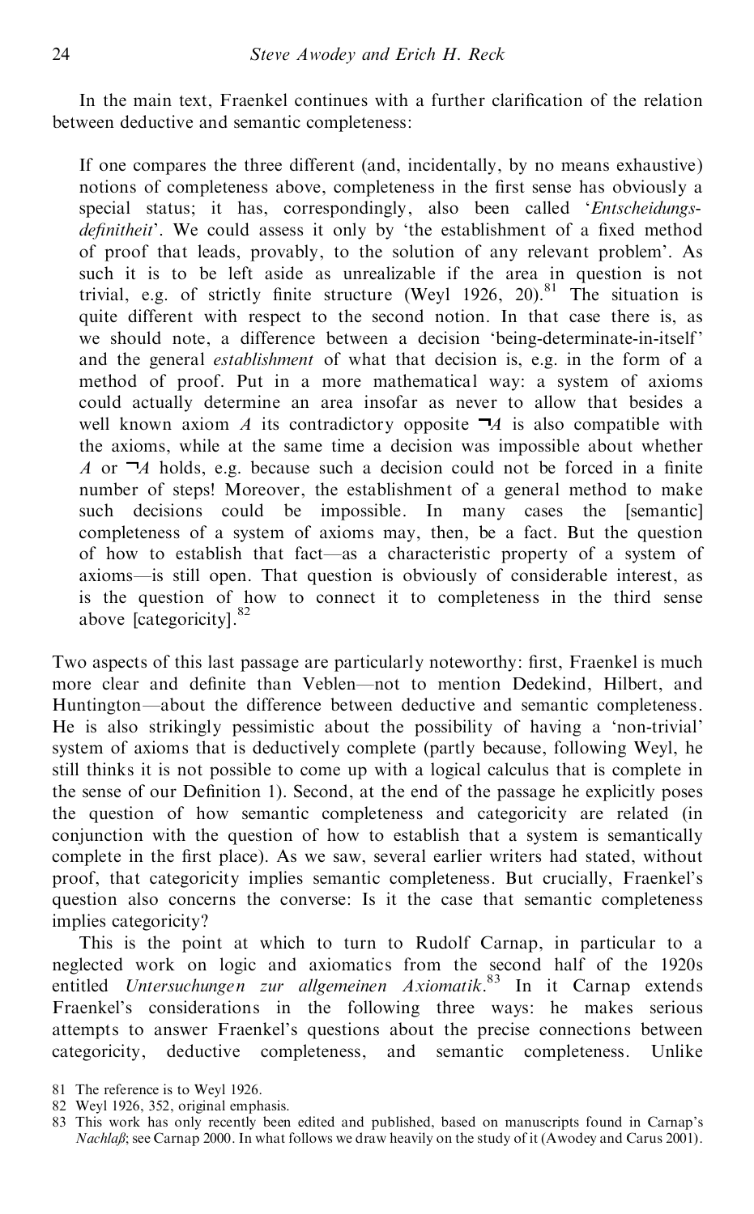In the main text, Fraenkel continues with a further clarification of the relation between deductive and semantic completeness:

> If one compares the three different (and, incidentally, by no means exhaustive) notions of completeness above, completeness in the first sense has obviously a special status; it has, correspondingly, also been called '*Entscheidungsdefinitheit*'. We could assess it only by 'the establishment of a fixed method of proof that leads, provably, to the solution of any relevant problem'. As such it is to be left aside as unrealizable if the area in question is not trivial, e.g. of strictly finite structure (Weyl 1926, 20).[81] The situation is quite different with respect to the second notion. In that case there is, as we should note, a difference between a decision 'being-determinate-in-itself' and the general *establishment* of what that decision is, e.g. in the form of a method of proof. Put in a more mathematical way: a system of axioms could actually determine an area insofar as never to allow that besides a well known axiom $A$ its contradictory opposite $\neg A$ is also compatible with the axioms, while at the same time a decision was impossible about whether $A$ or $\neg A$ holds, e.g. because such a decision could not be forced in a finite number of steps! Moreover, the establishment of a general method to make such decisions could be impossible. In many cases the [semantic] completeness of a system of axioms may, then, be a fact. But the question of how to establish that fact—as a characteristic property of a system of axioms—is still open. That question is obviously of considerable interest, as is the question of how to connect it to completeness in the third sense above [categoricity].[82]

Two aspects of this last passage are particularly noteworthy: first, Fraenkel is much more clear and definite than Veblen—not to mention Dedekind, Hilbert, and Huntington—about the difference between deductive and semantic completeness. He is also strikingly pessimistic about the possibility of having a 'non-trivial' system of axioms that is deductively complete (partly because, following Weyl, he still thinks it is not possible to come up with a logical calculus that is complete in the sense of our Definition 1). Second, at the end of the passage he explicitly poses the question of how semantic completeness and categoricity are related (in conjunction with the question of how to establish that a system is semantically complete in the first place). As we saw, several earlier writers had stated, without proof, that categoricity implies semantic completeness. But crucially, Fraenkel's question also concerns the converse: Is it the case that semantic completeness implies categoricity?

This is the point at which to turn to Rudolf Carnap, in particular to a neglected work on logic and axiomatics from the second half of the 1920s entitled *Untersuchungen zur allgemeinen Axiomatik*.[83] In it Carnap extends Fraenkel's considerations in the following three ways: he makes serious attempts to answer Fraenkel's questions about the precise connections between categoricity, deductive completeness, and semantic completeness. Unlike

81 The reference is to Weyl 1926.

82 Weyl 1926, 352, original emphasis.

83 This work has only recently been edited and published, based on manuscripts found in Carnap's *Nachlaß*; see Carnap 2000. In what follows we draw heavily on the study of it (Awodey and Carus 2001).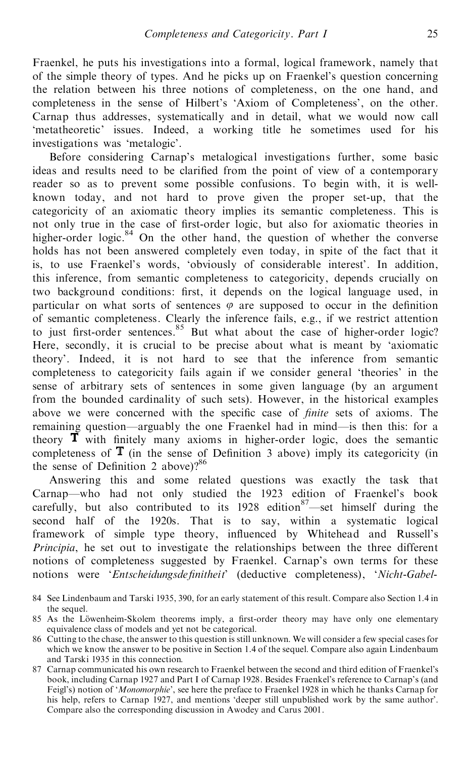Fraenkel, he puts his investigations into a formal, logical framework, namely that of the simple theory of types. And he picks up on Fraenkel's question concerning the relation between his three notions of completeness, on the one hand, and completeness in the sense of Hilbert's 'Axiom of Completeness', on the other. Carnap thus addresses, systematically and in detail, what we would now call 'metatheoretic' issues. Indeed, a working title he sometimes used for his investigations was 'metalogic'.

Before considering Carnap's metalogical investigations further, some basic ideas and results need to be clarified from the point of view of a contemporary reader so as to prevent some possible confusions. To begin with, it is well-known today, and not hard to prove given the proper set-up, that the categoricity of an axiomatic theory implies its semantic completeness. This is not only true in the case of first-order logic, but also for axiomatic theories in higher-order logic.[84] On the other hand, the question of whether the converse holds has not been answered completely even today, in spite of the fact that it is, to use Fraenkel's words, 'obviously of considerable interest'. In addition, this inference, from semantic completeness to categoricity, depends crucially on two background conditions: first, it depends on the logical language used, in particular on what sorts of sentences $\varphi$ are supposed to occur in the definition of semantic completeness. Clearly the inference fails, e.g., if we restrict attention to just first-order sentences.[85] But what about the case of higher-order logic? Here, secondly, it is crucial to be precise about what is meant by 'axiomatic theory'. Indeed, it is not hard to see that the inference from semantic completeness to categoricity fails again if we consider general 'theories' in the sense of arbitrary sets of sentences in some given language (by an argument from the bounded cardinality of such sets). However, in the historical examples above we were concerned with the specific case of *finite* sets of axioms. The remaining question—arguably the one Fraenkel had in mind—is then this: for a theory $\mathbb{T}$ with finitely many axioms in higher-order logic, does the semantic completeness of $\mathbb{T}$ (in the sense of Definition 3 above) imply its categoricity (in the sense of Definition 2 above)?[86]

Answering this and some related questions was exactly the task that Carnap—who had not only studied the 1923 edition of Fraenkel's book carefully, but also contributed to its 1928 edition[87]—set himself during the second half of the 1920s. That is to say, within a systematic logical framework of simple type theory, influenced by Whitehead and Russell's *Principia*, he set out to investigate the relationships between the three different notions of completeness suggested by Fraenkel. Carnap's own terms for these notions were '*Entscheidungsdefinitheit*' (deductive completeness), '*Nicht-Gabel-*

84 See Lindenbaum and Tarski 1935, 390, for an early statement of this result. Compare also Section 1.4 in the sequel.

85 As the Löwenheim-Skolem theorems imply, a first-order theory may have only one elementary equivalence class of models and yet not be categorical.

86 Cutting to the chase, the answer to this question is still unknown. We will consider a few special cases for which we know the answer to be positive in Section 1.4 of the sequel. Compare also again Lindenbaum and Tarski 1935 in this connection.

87 Carnap communicated his own research to Fraenkel between the second and third edition of Fraenkel's book, including Carnap 1927 and Part I of Carnap 1928. Besides Fraenkel's reference to Carnap's (and Feigl's) notion of '*Monomorphie*', see here the preface to Fraenkel 1928 in which he thanks Carnap for his help, refers to Carnap 1927, and mentions 'deeper still unpublished work by the same author'. Compare also the corresponding discussion in Awodey and Carus 2001.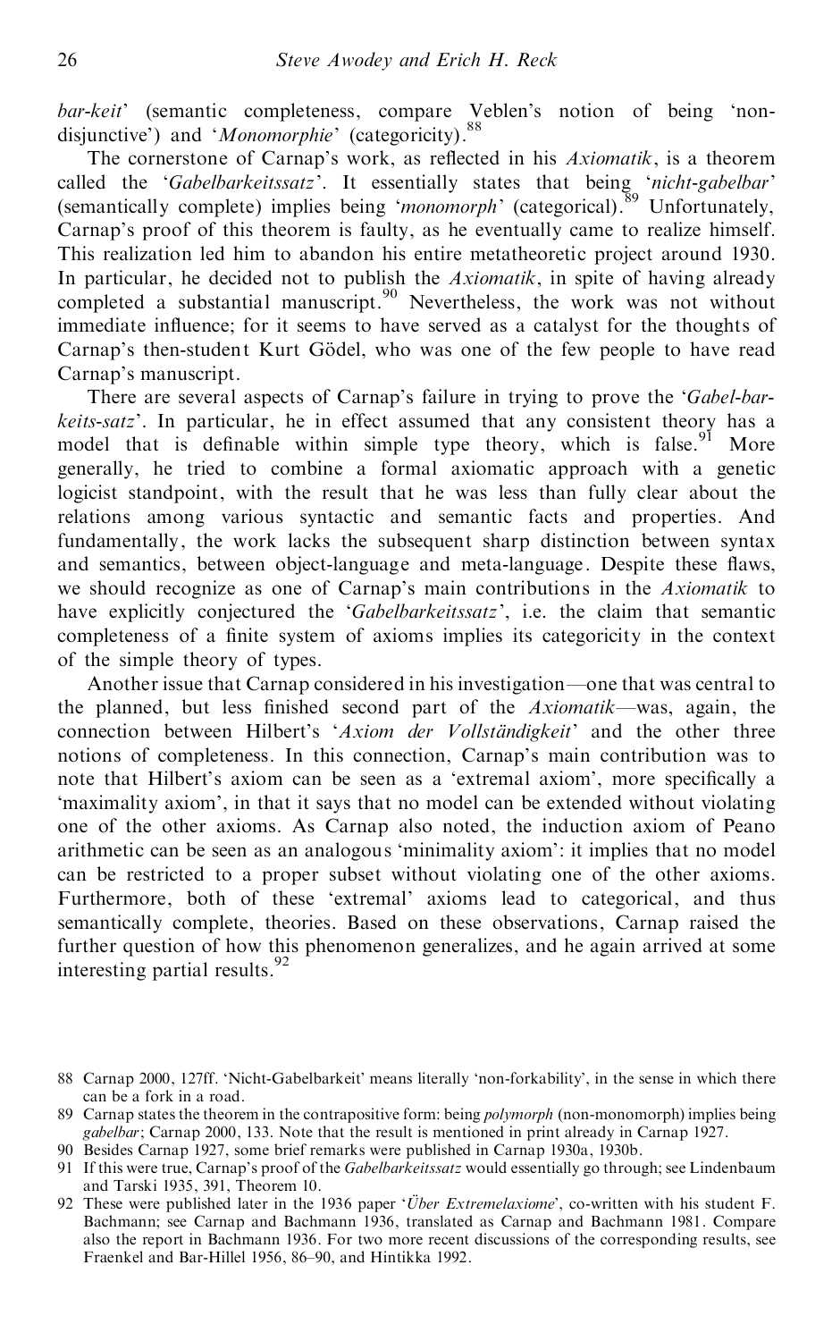*bar-keit*' (semantic completeness, compare Veblen's notion of being 'non-disjunctive') and '*Monomorphie*' (categoricity).[88]

The cornerstone of Carnap's work, as reflected in his *Axiomatik*, is a theorem called the '*Gabelbarkeitssatz*'. It essentially states that being '*nicht-gabelbar*' (semantically complete) implies being '*monomorph*' (categorical).[89] Unfortunately, Carnap's proof of this theorem is faulty, as he eventually came to realize himself. This realization led him to abandon his entire metatheoretic project around 1930. In particular, he decided not to publish the *Axiomatik*, in spite of having already completed a substantial manuscript.[90] Nevertheless, the work was not without immediate influence; for it seems to have served as a catalyst for the thoughts of Carnap's then-student Kurt Gödel, who was one of the few people to have read Carnap's manuscript.

There are several aspects of Carnap's failure in trying to prove the '*Gabel-bar-keits-satz*'. In particular, he in effect assumed that any consistent theory has a model that is definable within simple type theory, which is false.[91] More generally, he tried to combine a formal axiomatic approach with a genetic logicist standpoint, with the result that he was less than fully clear about the relations among various syntactic and semantic facts and properties. And fundamentally, the work lacks the subsequent sharp distinction between syntax and semantics, between object-language and meta-language. Despite these flaws, we should recognize as one of Carnap's main contributions in the *Axiomatik* to have explicitly conjectured the '*Gabelbarkeitssatz*', i.e. the claim that semantic completeness of a finite system of axioms implies its categoricity in the context of the simple theory of types.

Another issue that Carnap considered in his investigation—one that was central to the planned, but less finished second part of the *Axiomatik*—was, again, the connection between Hilbert's '*Axiom der Vollständigkeit*' and the other three notions of completeness. In this connection, Carnap's main contribution was to note that Hilbert's axiom can be seen as a 'extremal axiom', more specifically a 'maximality axiom', in that it says that no model can be extended without violating one of the other axioms. As Carnap also noted, the induction axiom of Peano arithmetic can be seen as an analogous 'minimality axiom': it implies that no model can be restricted to a proper subset without violating one of the other axioms. Furthermore, both of these 'extremal' axioms lead to categorical, and thus semantically complete, theories. Based on these observations, Carnap raised the further question of how this phenomenon generalizes, and he again arrived at some interesting partial results.[92]

---

88 Carnap 2000, 127ff. 'Nicht-Gabelbarkeit' means literally 'non-forkability', in the sense in which there can be a fork in a road.

89 Carnap states the theorem in the contrapositive form: being *polymorph* (non-monomorph) implies being *gabelbar*; Carnap 2000, 133. Note that the result is mentioned in print already in Carnap 1927.

90 Besides Carnap 1927, some brief remarks were published in Carnap 1930a, 1930b.

91 If this were true, Carnap's proof of the *Gabelbarkeitssatz* would essentially go through; see Lindenbaum and Tarski 1935, 391, Theorem 10.

92 These were published later in the 1936 paper '*Über Extremelaxiome*', co-written with his student F. Bachmann; see Carnap and Bachmann 1936, translated as Carnap and Bachmann 1981. Compare also the report in Bachmann 1936. For two more recent discussions of the corresponding results, see Fraenkel and Bar-Hillel 1956, 86–90, and Hintikka 1992.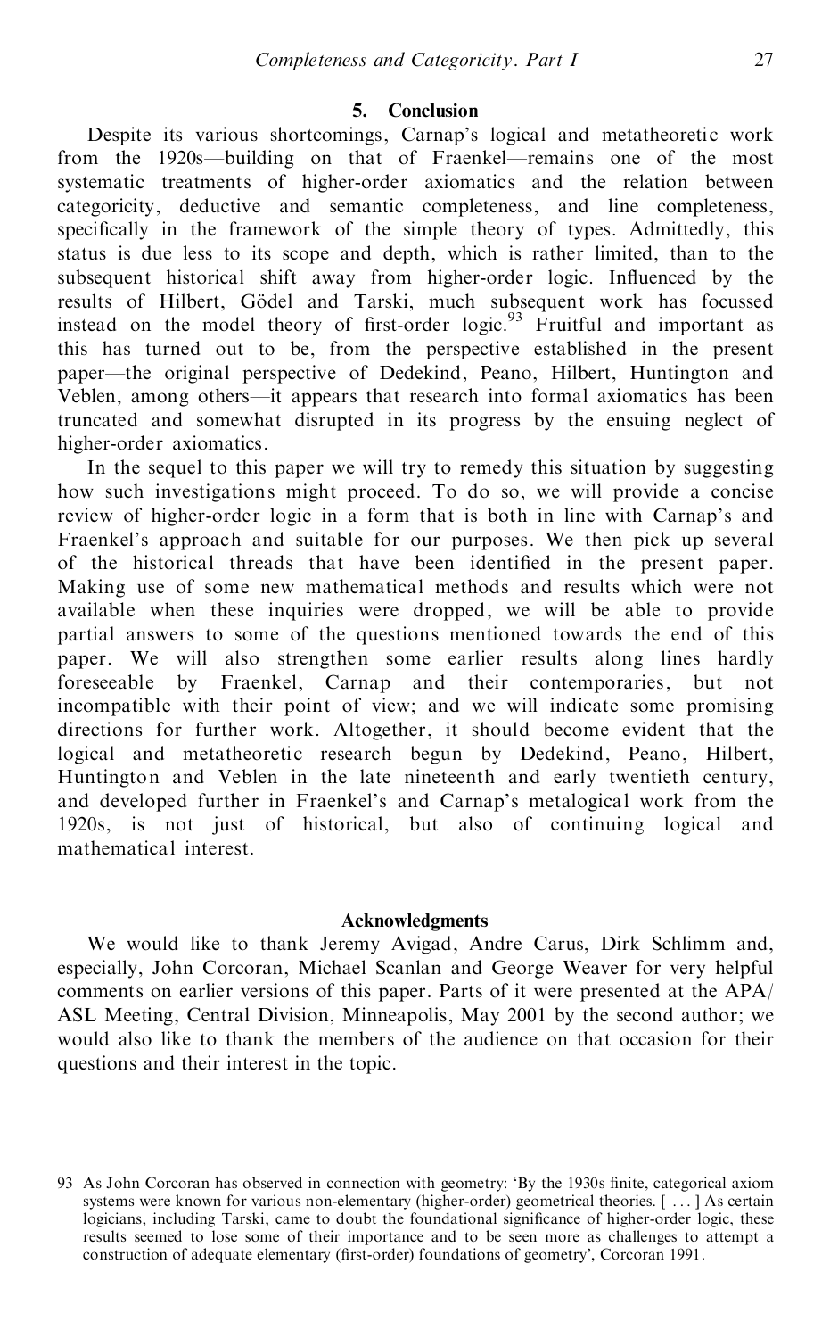## 5. Conclusion

Despite its various shortcomings, Carnap's logical and metatheoretic work from the 1920s—building on that of Fraenkel—remains one of the most systematic treatments of higher-order axiomatics and the relation between categoricity, deductive and semantic completeness, and line completeness, specifically in the framework of the simple theory of types. Admittedly, this status is due less to its scope and depth, which is rather limited, than to the subsequent historical shift away from higher-order logic. Influenced by the results of Hilbert, Gödel and Tarski, much subsequent work has focussed instead on the model theory of first-order logic.[93] Fruitful and important as this has turned out to be, from the perspective established in the present paper—the original perspective of Dedekind, Peano, Hilbert, Huntington and Veblen, among others—it appears that research into formal axiomatics has been truncated and somewhat disrupted in its progress by the ensuing neglect of higher-order axiomatics.

In the sequel to this paper we will try to remedy this situation by suggesting how such investigations might proceed. To do so, we will provide a concise review of higher-order logic in a form that is both in line with Carnap's and Fraenkel's approach and suitable for our purposes. We then pick up several of the historical threads that have been identified in the present paper. Making use of some new mathematical methods and results which were not available when these inquiries were dropped, we will be able to provide partial answers to some of the questions mentioned towards the end of this paper. We will also strengthen some earlier results along lines hardly foreseeable by Fraenkel, Carnap and their contemporaries, but not incompatible with their point of view; and we will indicate some promising directions for further work. Altogether, it should become evident that the logical and metatheoretic research begun by Dedekind, Peano, Hilbert, Huntington and Veblen in the late nineteenth and early twentieth century, and developed further in Fraenkel's and Carnap's metalogical work from the 1920s, is not just of historical, but also of continuing logical and mathematical interest.

### Acknowledgments

We would like to thank Jeremy Avigad, Andre Carus, Dirk Schlimm and, especially, John Corcoran, Michael Scanlan and George Weaver for very helpful comments on earlier versions of this paper. Parts of it were presented at the APA/ASL Meeting, Central Division, Minneapolis, May 2001 by the second author; we would also like to thank the members of the audience on that occasion for their questions and their interest in the topic.

---

93 As John Corcoran has observed in connection with geometry: 'By the 1930s finite, categorical axiom systems were known for various non-elementary (higher-order) geometrical theories. [ ... ] As certain logicians, including Tarski, came to doubt the foundational significance of higher-order logic, these results seemed to lose some of their importance and to be seen more as challenges to attempt a construction of adequate elementary (first-order) foundations of geometry', Corcoran 1991.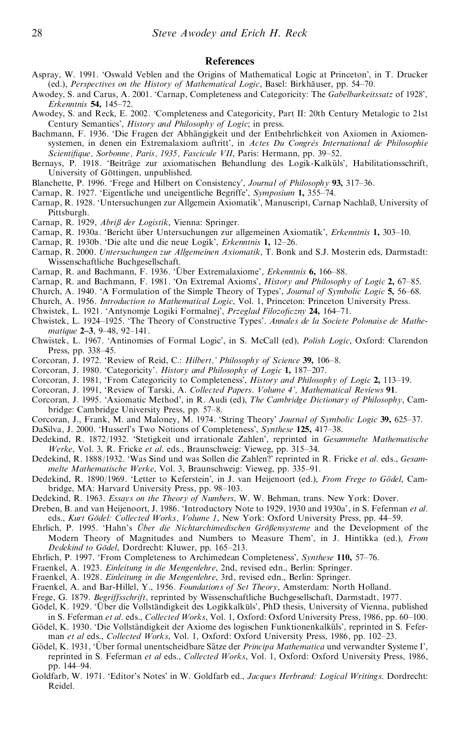## References

Aspray, W. 1991. 'Oswald Veblen and the Origins of Mathematical Logic at Princeton', in T. Drucker (ed.), *Perspectives on the History of Mathematical Logic*, Basel: Birkhäuser, pp. 54–70.

Awodey, S. and Carus, A. 2001. 'Carnap, Completeness and Categoricity: The *Gabelbarkeitssatz* of 1928', *Erkenntnis* **54,** 145–72.

Awodey, S. and Reck, E. 2002. 'Completeness and Categoricity, Part II: 20th Century Metalogic to 21st Century Semantics', *History and Philosophy of Logic*; in press.

Bachmann, F. 1936. 'Die Fragen der Abhängigkeit und der Entbehrlichkeit von Axiomen in Axiomensystemen, in denen ein Extremalaxiom auftritt', in *Actes Du Congrès International de Philosophie Scientifique, Sorbonne, Paris, 1935, Fascicule VII*, Paris: Hermann, pp. 39–52.

Bernays, P. 1918. 'Beiträge zur axiomatischen Behandlung des Logik-Kalküls', Habilitationsschrift, University of Göttingen, unpublished.

Blanchette, P. 1996. 'Frege and Hilbert on Consistency', *Journal of Philosophy* **93,** 317–36.

Carnap, R. 1927. 'Eigentliche und uneigentliche Begriffe', *Symposium* **1,** 355–74.

Carnap, R. 1928. 'Untersuchungen zur Allgemein Axiomatik', Manuscript, Carnap Nachlaß, University of Pittsburgh.

Carnap, R. 1929, *Abriß der Logistik*, Vienna: Springer.

Carnap, R. 1930a. 'Bericht über Untersuchungen zur allgemeinen Axiomatik', *Erkenntnis* **1,** 303–10.

Carnap, R. 1930b. 'Die alte und die neue Logik', *Erkenntnis* **1,** 12–26.

Carnap, R. 2000. *Untersuchungen zur Allgemeinen Axiomatik*, T. Bonk and S.J. Mosterin eds, Darmstadt: Wissenschaftliche Buchgesellschaft.

Carnap, R. and Bachmann, F. 1936. 'Über Extremalaxiome', *Erkenntnis* **6,** 166–88.

Carnap, R. and Bachmann, F. 1981. 'On Extremal Axioms', *History and Philosophy of Logic* **2,** 67–85.

Church, A. 1940. 'A Formulation of the Simple Theory of Types', *Journal of Symbolic Logic* **5,** 56–68.

Church, A. 1956. *Introduction to Mathematical Logic*, Vol. 1, Princeton: Princeton University Press.

Chwistek, L. 1921. 'Antynomje Logiki Formalnej', *Przeglad Filozoficzny* **24,** 164–71.

Chwistek, L. 1924–1925. 'The Theory of Constructive Types'. *Annales de la Societe Polonaise de Mathematique* **2–3**, 9–48, 92–141.

Chwistek, L. 1967. 'Antinomies of Formal Logic', in S. McCall (ed), *Polish Logic*, Oxford: Clarendon Press, pp. 338–45.

Corcoran, J. 1972. 'Review of Reid, C.: *Hilbert,' Philosophy of Science* **39,** 106–8.

Corcoran, J. 1980. 'Categoricity'. *History and Philosophy of Logic* **1,** 187–207.

Corcoran, J. 1981, 'From Categoricity to Completeness', *History and Philosophy of Logic* **2,** 113–19.

Corcoran, J. 1991, 'Review of Tarski, A. *Collected Papers. Volume 4', Mathematical Reviews* **91**.

Corcoran, J. 1995. 'Axiomatic Method', in R. Audi (ed), *The Cambridge Dictionary of Philosophy*, Cambridge: Cambridge University Press, pp. 57–8.

Corcoran, J., Frank, M. and Maloney, M. 1974. 'String Theory' *Journal of Symbolic Logic* **39,** 625–37.

DaSilva, J. 2000. 'Husserl's Two Notions of Completeness', *Synthese* **125,** 417–38.

Dedekind, R. 1872/1932. 'Stetigkeit und irrationale Zahlen', reprinted in *Gesammelte Mathematische Werke*, Vol. 3, R. Fricke *et al*. eds., Braunschweig: Vieweg, pp. 315–34.

Dedekind, R. 1888/1932. 'Was Sind und was Sollen die Zahlen?' reprinted in R. Fricke *et al*. eds., *Gesammelte Mathematische Werke*, Vol. 3, Braunschweig: Vieweg, pp. 335–91.

Dedekind, R. 1890/1969. 'Letter to Keferstein', in J. van Heijenoort (ed.), *From Frege to Gödel*, Cambridge, MA: Harvard University Press, pp. 98–103.

Dedekind, R. 1963. *Essays on the Theory of Numbers*, W. W. Behman, trans. New York: Dover.

Dreben, B. and van Heijenoort, J. 1986. 'Introductory Note to 1929, 1930 and 1930a', in S. Feferman *et al*. eds., *Kurt Gödel: Collected Works, Volume 1*, New York: Oxford University Press, pp. 44–59.

Ehrlich, P. 1995. 'Hahn's *Über die Nichtarchimedischen Größensysteme* and the Development of the Modern Theory of Magnitudes and Numbers to Measure Them', in J. Hintikka (ed.), *From Dedekind to Gödel*, Dordrecht: Kluwer, pp. 165–213.

Ehrlich, P. 1997. 'From Completeness to Archimedean Completeness', *Synthese* **110,** 57–76.

Fraenkel, A. 1923. *Einleitung in die Mengenlehre*, 2nd, revised edn., Berlin: Springer.

Fraenkel, A. 1928. *Einleitung in die Mengenlehre*, 3rd, revised edn., Berlin: Springer.

Fraenkel, A. and Bar-Hillel, Y., 1956. *Foundations of Set Theory*, Amsterdam: North Holland.

Frege, G. 1879. *Begriffsschrift*, reprinted by Wissenschaftliche Buchgesellschaft, Darmstadt, 1977.

Gödel, K. 1929. 'Über die Vollständigkeit des Logikkalküls', PhD thesis, University of Vienna, published in S. Feferman *et al*. eds., *Collected Works*, Vol. 1, Oxford: Oxford University Press, 1986, pp. 60–100.

Gödel, K. 1930. 'Die Vollständigkeit der Axiome des logischen Funktionenkalküls', reprinted in S. Feferman *et al* eds., *Collected Works*, Vol. 1, Oxford: Oxford University Press, 1986, pp. 102–23.

Gödel, K. 1931, 'Über formal unentscheidbare Sätze der *Principa Mathematica* und verwandter Systeme I', reprinted in S. Feferman *et al* eds., *Collected Works*, Vol. 1, Oxford: Oxford University Press, 1986, pp. 144–94.

Goldfarb, W. 1971. 'Editor's Notes' in W. Goldfarb ed., *Jacques Herbrand: Logical Writings*. Dordrecht: Reidel.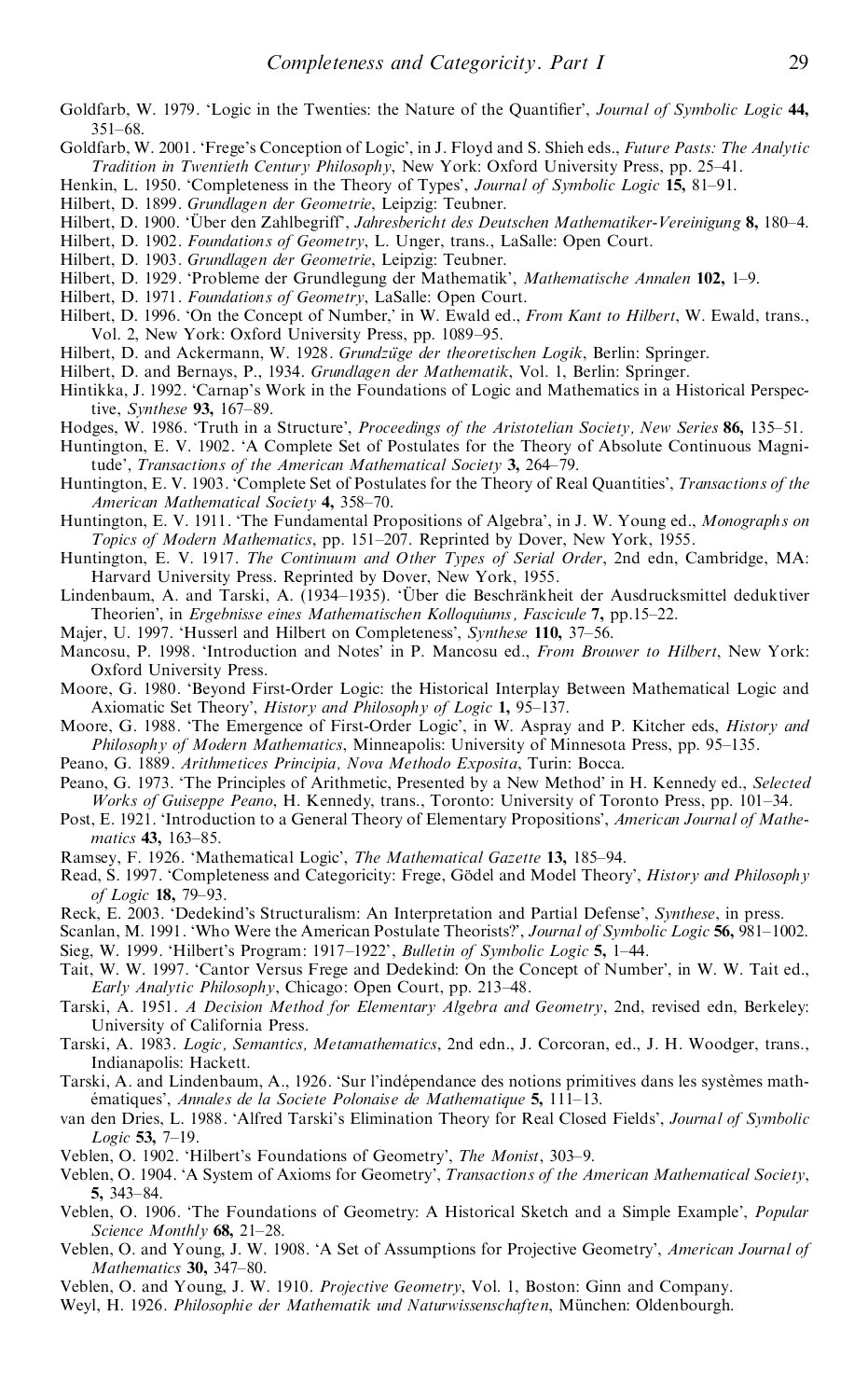Goldfarb, W. 1979. 'Logic in the Twenties: the Nature of the Quantifier', *Journal of Symbolic Logic* **44,** 351–68.

Goldfarb, W. 2001. 'Frege's Conception of Logic', in J. Floyd and S. Shieh eds., *Future Pasts: The Analytic Tradition in Twentieth Century Philosophy*, New York: Oxford University Press, pp. 25–41.

Henkin, L. 1950. 'Completeness in the Theory of Types', *Journal of Symbolic Logic* **15,** 81–91.

Hilbert, D. 1899. *Grundlagen der Geometrie*, Leipzig: Teubner.

Hilbert, D. 1900. 'Über den Zahlbegriff', *Jahresbericht des Deutschen Mathematiker-Vereinigung* **8,** 180–4.

Hilbert, D. 1902. *Foundations of Geometry*, L. Unger, trans., LaSalle: Open Court.

Hilbert, D. 1903. *Grundlagen der Geometrie*, Leipzig: Teubner.

Hilbert, D. 1929. 'Probleme der Grundlegung der Mathematik', *Mathematische Annalen* **102,** 1–9.

Hilbert, D. 1971. *Foundations of Geometry*, LaSalle: Open Court.

Hilbert, D. 1996. 'On the Concept of Number,' in W. Ewald ed., *From Kant to Hilbert*, W. Ewald, trans., Vol. 2, New York: Oxford University Press, pp. 1089–95.

Hilbert, D. and Ackermann, W. 1928. *Grundzüge der theoretischen Logik*, Berlin: Springer.

Hilbert, D. and Bernays, P., 1934. *Grundlagen der Mathematik*, Vol. 1, Berlin: Springer.

Hintikka, J. 1992. 'Carnap's Work in the Foundations of Logic and Mathematics in a Historical Perspective, *Synthese* **93,** 167–89.

Hodges, W. 1986. 'Truth in a Structure', *Proceedings of the Aristotelian Society, New Series* **86,** 135–51.

Huntington, E. V. 1902. 'A Complete Set of Postulates for the Theory of Absolute Continuous Magnitude', *Transactions of the American Mathematical Society* **3,** 264–79.

Huntington, E. V. 1903. 'Complete Set of Postulates for the Theory of Real Quantities', *Transactions of the American Mathematical Society* **4,** 358–70.

Huntington, E. V. 1911. 'The Fundamental Propositions of Algebra', in J. W. Young ed., *Monographs on Topics of Modern Mathematics*, pp. 151–207. Reprinted by Dover, New York, 1955.

Huntington, E. V. 1917. *The Continuum and Other Types of Serial Order*, 2nd edn, Cambridge, MA: Harvard University Press. Reprinted by Dover, New York, 1955.

Lindenbaum, A. and Tarski, A. (1934–1935). 'Über die Beschränkheit der Ausdrucksmittel deduktiver Theorien', in *Ergebnisse eines Mathematischen Kolloquiums, Fascicule* **7,** pp.15–22.

Majer, U. 1997. 'Husserl and Hilbert on Completeness', *Synthese* **110,** 37–56.

Mancosu, P. 1998. 'Introduction and Notes' in P. Mancosu ed., *From Brouwer to Hilbert*, New York: Oxford University Press.

Moore, G. 1980. 'Beyond First-Order Logic: the Historical Interplay Between Mathematical Logic and Axiomatic Set Theory', *History and Philosophy of Logic* **1,** 95–137.

Moore, G. 1988. 'The Emergence of First-Order Logic', in W. Aspray and P. Kitcher eds, *History and Philosophy of Modern Mathematics*, Minneapolis: University of Minnesota Press, pp. 95–135.

Peano, G. 1889. *Arithmetices Principia, Nova Methodo Exposita*, Turin: Bocca.

Peano, G. 1973. 'The Principles of Arithmetic, Presented by a New Method' in H. Kennedy ed., *Selected Works of Guiseppe Peano*, H. Kennedy, trans., Toronto: University of Toronto Press, pp. 101–34.

Post, E. 1921. 'Introduction to a General Theory of Elementary Propositions', *American Journal of Mathematics* **43,** 163–85.

Ramsey, F. 1926. 'Mathematical Logic', *The Mathematical Gazette* **13,** 185–94.

Read, S. 1997. 'Completeness and Categoricity: Frege, Gödel and Model Theory', *History and Philosophy of Logic* **18,** 79–93.

Reck, E. 2003. 'Dedekind's Structuralism: An Interpretation and Partial Defense', *Synthese*, in press.

Scanlan, M. 1991. 'Who Were the American Postulate Theorists?', *Journal of Symbolic Logic* **56,** 981–1002.

Sieg, W. 1999. 'Hilbert's Program: 1917–1922', *Bulletin of Symbolic Logic* **5,** 1–44.

Tait, W. W. 1997. 'Cantor Versus Frege and Dedekind: On the Concept of Number', in W. W. Tait ed., *Early Analytic Philosophy*, Chicago: Open Court, pp. 213–48.

Tarski, A. 1951. *A Decision Method for Elementary Algebra and Geometry*, 2nd, revised edn, Berkeley: University of California Press.

Tarski, A. 1983. *Logic, Semantics, Metamathematics*, 2nd edn., J. Corcoran, ed., J. H. Woodger, trans., Indianapolis: Hackett.

Tarski, A. and Lindenbaum, A., 1926. 'Sur l'indépendance des notions primitives dans les systèmes mathématiques', *Annales de la Societe Polonaise de Mathematique* **5,** 111–13.

van den Dries, L. 1988. 'Alfred Tarski's Elimination Theory for Real Closed Fields', *Journal of Symbolic Logic* **53,** 7–19.

Veblen, O. 1902. 'Hilbert's Foundations of Geometry', *The Monist*, 303–9.

Veblen, O. 1904. 'A System of Axioms for Geometry', *Transactions of the American Mathematical Society*, **5,** 343–84.

Veblen, O. 1906. 'The Foundations of Geometry: A Historical Sketch and a Simple Example', *Popular Science Monthly* **68,** 21–28.

Veblen, O. and Young, J. W. 1908. 'A Set of Assumptions for Projective Geometry', *American Journal of Mathematics* **30,** 347–80.

Veblen, O. and Young, J. W. 1910. *Projective Geometry*, Vol. 1, Boston: Ginn and Company.

Weyl, H. 1926. *Philosophie der Mathematik und Naturwissenschaften*, München: Oldenbourgh.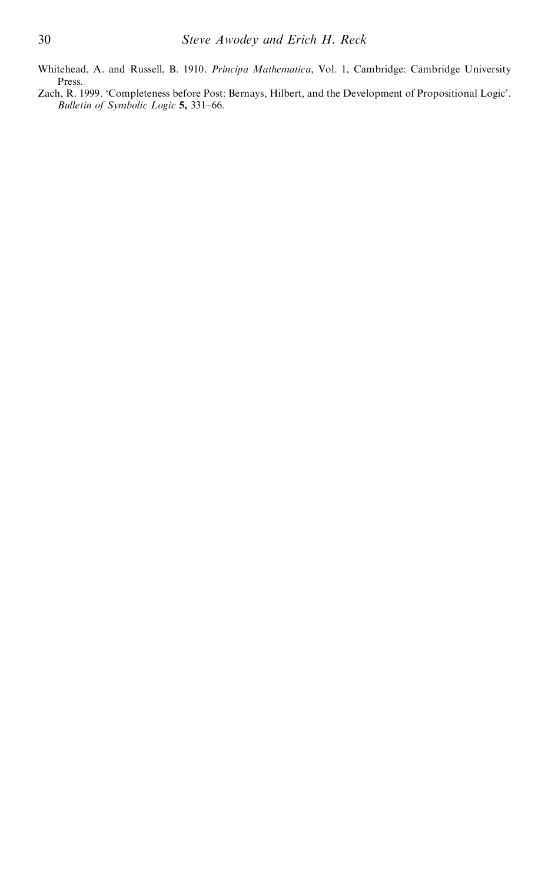Whitehead, A. and Russell, B. 1910. *Principa Mathematica*, Vol. 1, Cambridge: Cambridge University Press.

Zach, R. 1999. 'Completeness before Post: Bernays, Hilbert, and the Development of Propositional Logic'. *Bulletin of Symbolic Logic* **5,** 331–66.